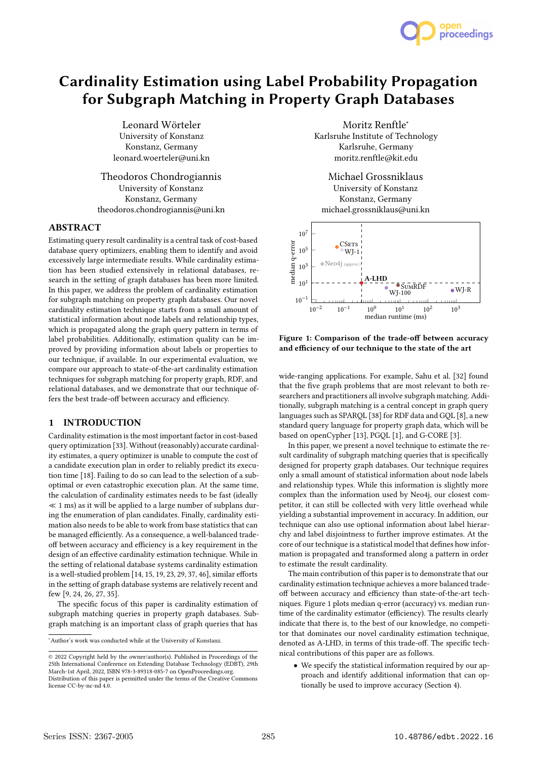# Cardinality Estimation using Label Probability Propagation for Subgraph Matching in Property Graph Databases

Leonard Wörteler
University of Konstanz
Konstanz, Germany
leonard.woerteler@uni.kn

Moritz Renftle*
Karlsruhe Institute of Technology
Karlsruhe, Germany
moritz.renftle@kit.edu

Theodoros Chondrogiannis
University of Konstanz
Konstanz, Germany
theodoros.chondrogiannis@uni.kn

Michael Grossniklaus
University of Konstanz
Konstanz, Germany
michael.grossniklaus@uni.kn

## ABSTRACT

Estimating query result cardinality is a central task of cost-based database query optimizers, enabling them to identify and avoid excessively large intermediate results. While cardinality estimation has been studied extensively in relational databases, research in the setting of graph databases has been more limited. In this paper, we address the problem of cardinality estimation for subgraph matching on property graph databases. Our novel cardinality estimation technique starts from a small amount of statistical information about node labels and relationship types, which is propagated along the graph query pattern in terms of label probabilities. Additionally, estimation quality can be improved by providing information about labels or properties to our technique, if available. In our experimental evaluation, we compare our approach to state-of-the-art cardinality estimation techniques for subgraph matching for property graph, RDF, and relational databases, and we demonstrate that our technique offers the best trade-off between accuracy and efficiency.

## 1 INTRODUCTION

Cardinality estimation is the most important factor in cost-based query optimization [33]. Without (reasonably) accurate cardinality estimates, a query optimizer is unable to compute the cost of a candidate execution plan in order to reliably predict its execution time [18]. Failing to do so can lead to the selection of a suboptimal or even catastrophic execution plan. At the same time, the calculation of cardinality estimates needs to be fast (ideally $\ll$ 1 ms) as it will be applied to a large number of subplans during the enumeration of plan candidates. Finally, cardinality estimation also needs to be able to work from base statistics that can be managed efficiently. As a consequence, a well-balanced trade-off between accuracy and efficiency is a key requirement in the design of an effective cardinality estimation technique. While in the setting of relational database systems cardinality estimation is a well-studied problem [14, 15, 19, 23, 29, 37, 46], similar efforts in the setting of graph database systems are relatively recent and few [9, 24, 26, 27, 35].

The specific focus of this paper is cardinality estimation of subgraph matching queries in property graph databases. Subgraph matching is an important class of graph queries that has wide-ranging applications. For example, Sahu et al. [32] found that the five graph problems that are most relevant to both researchers and practitioners all involve subgraph matching. Additionally, subgraph matching is a central concept in graph query languages such as SPARQL [38] for RDF data and GQL [8], a new standard query language for property graph data, which will be based on openCypher [13], PGQL [1], and G-CORE [3].

In this paper, we present a novel technique to estimate the result cardinality of subgraph matching queries that is specifically designed for property graph databases. Our technique requires only a small amount of statistical information about node labels and relationship types. While this information is slightly more complex than the information used by Neo4j, our closest competitor, it can still be collected with very little overhead while yielding a substantial improvement in accuracy. In addition, our technique can also use optional information about label hierarchy and label disjointness to further improve estimates. At the core of our technique is a statistical model that defines how information is propagated and transformed along a pattern in order to estimate the result cardinality.

The main contribution of this paper is to demonstrate that our cardinality estimation technique achieves a more balanced trade-off between accuracy and efficiency than state-of-the-art techniques. Figure 1 plots median q-error (accuracy) vs. median runtime of the cardinality estimator (efficiency). The results clearly indicate that there is, to the best of our knowledge, no competitor that dominates our novel cardinality estimation technique, denoted as A-LHD, in terms of this trade-off. The specific technical contributions of this paper are as follows.

- We specify the statistical information required by our approach and identify additional information that can optionally be used to improve accuracy (Section 4).

**Figure 1: Comparison of the trade-off between accuracy and efficiency of our technique to the state of the art**

---

*Author's work was conducted while at the University of Konstanz.

© 2022 Copyright held by the owner/author(s). Published in Proceedings of the 25th International Conference on Extending Database Technology (EDBT), 29th March-1st April, 2022, ISBN 978-3-89318-085-7 on OpenProceedings.org. Distribution of this paper is permitted under the terms of the Creative Commons license CC-by-nc-nd 4.0.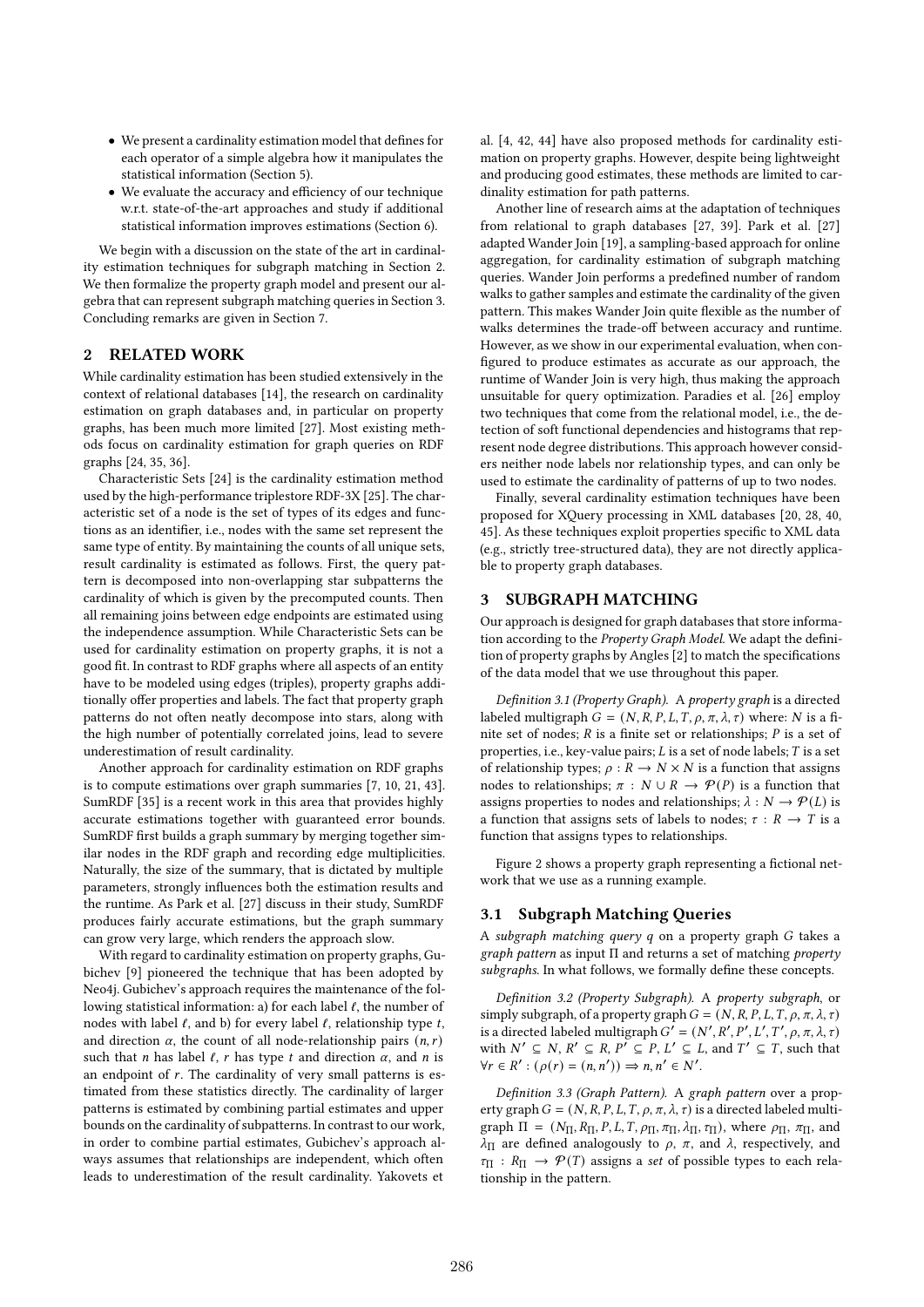- We present a cardinality estimation model that defines for each operator of a simple algebra how it manipulates the statistical information (Section 5).
- We evaluate the accuracy and efficiency of our technique w.r.t. state-of-the-art approaches and study if additional statistical information improves estimations (Section 6).

We begin with a discussion on the state of the art in cardinality estimation techniques for subgraph matching in Section 2. We then formalize the property graph model and present our algebra that can represent subgraph matching queries in Section 3. Concluding remarks are given in Section 7.

## 2 RELATED WORK

While cardinality estimation has been studied extensively in the context of relational databases [14], the research on cardinality estimation on graph databases and, in particular on property graphs, has been much more limited [27]. Most existing methods focus on cardinality estimation for graph queries on RDF graphs [24, 35, 36].

Characteristic Sets [24] is the cardinality estimation method used by the high-performance triplestore RDF-3X [25]. The characteristic set of a node is the set of types of its edges and functions as an identifier, i.e., nodes with the same set represent the same type of entity. By maintaining the counts of all unique sets, result cardinality is estimated as follows. First, the query pattern is decomposed into non-overlapping star subpatterns the cardinality of which is given by the precomputed counts. Then all remaining joins between edge endpoints are estimated using the independence assumption. While Characteristic Sets can be used for cardinality estimation on property graphs, it is not a good fit. In contrast to RDF graphs where all aspects of an entity have to be modeled using edges (triples), property graphs additionally offer properties and labels. The fact that property graph patterns do not often neatly decompose into stars, along with the high number of potentially correlated joins, lead to severe underestimation of result cardinality.

Another approach for cardinality estimation on RDF graphs is to compute estimations over graph summaries [7, 10, 21, 43]. SumRDF [35] is a recent work in this area that provides highly accurate estimations together with guaranteed error bounds. SumRDF first builds a graph summary by merging together similar nodes in the RDF graph and recording edge multiplicities. Naturally, the size of the summary, that is dictated by multiple parameters, strongly influences both the estimation results and the runtime. As Park et al. [27] discuss in their study, SumRDF produces fairly accurate estimations, but the graph summary can grow very large, which renders the approach slow.

With regard to cardinality estimation on property graphs, Gubichev [9] pioneered the technique that has been adopted by Neo4j. Gubichev's approach requires the maintenance of the following statistical information: a) for each label $\ell$, the number of nodes with label $\ell$, and b) for every label $\ell$, relationship type $t$, and direction $\alpha$, the count of all node-relationship pairs $(n, r)$ such that $n$ has label $\ell$, $r$ has type $t$ and direction $\alpha$, and $n$ is an endpoint of $r$. The cardinality of very small patterns is estimated from these statistics directly. The cardinality of larger patterns is estimated by combining partial estimates and upper bounds on the cardinality of subpatterns. In contrast to our work, in order to combine partial estimates, Gubichev's approach always assumes that relationships are independent, which often leads to underestimation of the result cardinality. Yakovets et al. [4, 42, 44] have also proposed methods for cardinality estimation on property graphs. However, despite being lightweight and producing good estimates, these methods are limited to cardinality estimation for path patterns.

Another line of research aims at the adaptation of techniques from relational to graph databases [27, 39]. Park et al. [27] adapted Wander Join [19], a sampling-based approach for online aggregation, for cardinality estimation of subgraph matching queries. Wander Join performs a predefined number of random walks to gather samples and estimate the cardinality of the given pattern. This makes Wander Join quite flexible as the number of walks determines the trade-off between accuracy and runtime. However, as we show in our experimental evaluation, when configured to produce estimates as accurate as our approach, the runtime of Wander Join is very high, thus making the approach unsuitable for query optimization. Paradies et al. [26] employ two techniques that come from the relational model, i.e., the detection of soft functional dependencies and histograms that represent node degree distributions. This approach however considers neither node labels nor relationship types, and can only be used to estimate the cardinality of patterns of up to two nodes.

Finally, several cardinality estimation techniques have been proposed for XQuery processing in XML databases [20, 28, 40, 45]. As these techniques exploit properties specific to XML data (e.g., strictly tree-structured data), they are not directly applicable to property graph databases.

## 3 SUBGRAPH MATCHING

Our approach is designed for graph databases that store information according to the *Property Graph Model*. We adapt the definition of property graphs by Angles [2] to match the specifications of the data model that we use throughout this paper.

*Definition 3.1 (Property Graph).* A *property graph* is a directed labeled multigraph $G = (N, R, P, L, T, \rho, \pi, \lambda, \tau)$ where: $N$ is a finite set of nodes; $R$ is a finite set or relationships; $P$ is a set of properties, i.e., key-value pairs; $L$ is a set of node labels; $T$ is a set of relationship types; $\rho : R \to N \times N$ is a function that assigns nodes to relationships; $\pi : N \cup R \to \mathcal{P}(P)$ is a function that assigns properties to nodes and relationships; $\lambda : N \to \mathcal{P}(L)$ is a function that assigns sets of labels to nodes; $\tau : R \to T$ is a function that assigns types to relationships.

Figure 2 shows a property graph representing a fictional network that we use as a running example.

### 3.1 Subgraph Matching Queries

A *subgraph matching query* $q$ on a property graph $G$ takes a *graph pattern* as input $\Pi$ and returns a set of matching *property subgraphs*. In what follows, we formally define these concepts.

*Definition 3.2 (Property Subgraph).* A *property subgraph*, or simply subgraph, of a property graph $G = (N, R, P, L, T, \rho, \pi, \lambda, \tau)$ is a directed labeled multigraph $G' = (N', R', P', L', T', \rho, \pi, \lambda, \tau)$ with $N' \subseteq N$, $R' \subseteq R$, $P' \subseteq P$, $L' \subseteq L$, and $T' \subseteq T$, such that $\forall r \in R' : (\rho(r) = (n, n')) \Rightarrow n, n' \in N'$.

*Definition 3.3 (Graph Pattern).* A *graph pattern* over a property graph $G = (N, R, P, L, T, \rho, \pi, \lambda, \tau)$ is a directed labeled multigraph $\Pi = (N_\Pi, R_\Pi, P, L, T, \rho_\Pi, \pi_\Pi, \lambda_\Pi, \tau_\Pi)$, where $\rho_\Pi$, $\pi_\Pi$, and $\lambda_\Pi$ are defined analogously to $\rho$, $\pi$, and $\lambda$, respectively, and $\tau_\Pi : R_\Pi \to \mathcal{P}(T)$ assigns a *set* of possible types to each relationship in the pattern.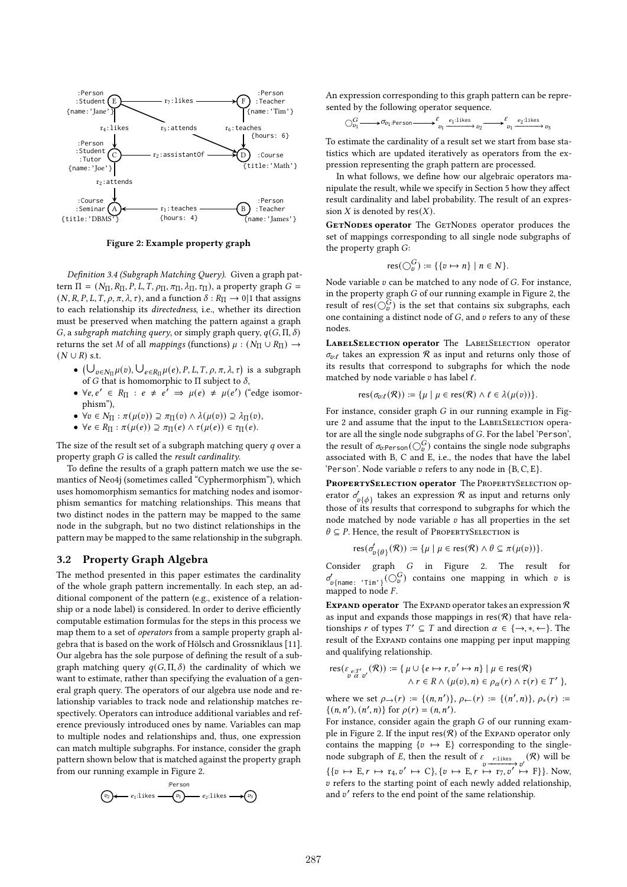Figure 2: Example property graph

*Definition 3.4 (Subgraph Matching Query).* Given a graph pattern $\Pi = (N_\Pi, R_\Pi, P, L, T, \rho_\Pi, \pi_\Pi, \lambda_\Pi, \tau_\Pi)$, a property graph $G = (N, R, P, L, T, \rho, \pi, \lambda, \tau)$, and a function $\delta : R_\Pi \to 0|1$ that assigns to each relationship its *directedness*, i.e., whether its direction must be preserved when matching the pattern against a graph $G$, a *subgraph matching query*, or simply graph query, $q(G, \Pi, \delta)$ returns the set $M$ of all *mappings* (functions) $\mu : (N_\Pi \cup R_\Pi) \to (N \cup R)$ s.t.

- $\left(\bigcup_{v \in N_\Pi} \mu(v), \bigcup_{e \in R_\Pi} \mu(e), P, L, T, \rho, \pi, \lambda, \tau\right)$ is a subgraph of $G$ that is homomorphic to $\Pi$ subject to $\delta$,
- $\forall e, e' \in R_\Pi : e \neq e' \Rightarrow \mu(e) \neq \mu(e')$ ("edge isomorphism"),
- $\forall v \in N_\Pi : \pi(\mu(v)) \supseteq \pi_\Pi(v) \land \lambda(\mu(v)) \supseteq \lambda_\Pi(v)$,
- $\forall e \in R_\Pi : \pi(\mu(e)) \supseteq \pi_\Pi(e) \land \tau(\mu(e)) \in \tau_\Pi(e)$.

The size of the result set of a subgraph matching query $q$ over a property graph $G$ is called the *result cardinality*.

To define the results of a graph pattern match we use the semantics of Neo4j (sometimes called "Cyphermorphism"), which uses homomorphism semantics for matching nodes and isomorphism semantics for matching relationships. This means that two distinct nodes in the pattern may be mapped to the same node in the subgraph, but no two distinct relationships in the pattern may be mapped to the same relationship in the subgraph.

## 3.2 Property Graph Algebra

The method presented in this paper estimates the cardinality of the whole graph pattern incrementally. In each step, an additional component of the pattern (e.g., existence of a relationship or a node label) is considered. In order to derive efficiently computable estimation formulas for the steps in this process we map them to a set of *operators* from a sample property graph algebra that is based on the work of Hölsch and Grossniklaus [11]. Our algebra has the sole purpose of defining the result of a subgraph matching query $q(G, \Pi, \delta)$ the cardinality of which we want to estimate, rather than specifying the evaluation of a general graph query. The operators of our algebra use node and relationship variables to track node and relationship matches respectively. Operators can introduce additional variables and reference previously introduced ones by name. Variables can map to multiple nodes and relationships and, thus, one expression can match multiple subgraphs. For instance, consider the graph pattern shown below that is matched against the property graph from our running example in Figure 2.

$$v_2 \xleftarrow{e_1:\texttt{likes}} \underset{}{\overset{:\texttt{Person}}{v_1}} \xrightarrow{e_2:\texttt{likes}} v_3$$

An expression corresponding to this graph pattern can be represented by the following operator sequence.

$$\bigcirc^G_{v_1} \longrightarrow \sigma_{v_1:\texttt{Person}} \longrightarrow \varepsilon_{v_1 \xrightarrow{e_1:\texttt{likes}} v_2} \longrightarrow \varepsilon_{v_1 \xrightarrow{e_2:\texttt{likes}} v_3}$$

To estimate the cardinality of a result set we start from base statistics which are updated iteratively as operators from the expression representing the graph pattern are processed.

In what follows, we define how our algebraic operators manipulate the result, while we specify in Section 5 how they affect result cardinality and label probability. The result of an expression $X$ is denoted by $\mathrm{res}(X)$.

**GetNodes operator** The GetNodes operator produces the set of mappings corresponding to all single node subgraphs of the property graph $G$:

$$\mathrm{res}(\bigcirc^G_v) := \{\{v \mapsto n\} \mid n \in N\}.$$

Node variable $v$ can be matched to any node of $G$. For instance, in the property graph $G$ of our running example in Figure 2, the result of $\mathrm{res}(\bigcirc^G_v)$ is the set that contains six subgraphs, each one containing a distinct node of $G$, and $v$ refers to any of these nodes.

**LabelSelection operator** The LabelSelection operator $\sigma_{v:\ell}$ takes an expression $\mathcal{R}$ as input and returns only those of its results that correspond to subgraphs for which the node matched by node variable $v$ has label $\ell$.

$$\mathrm{res}(\sigma_{v:\ell}(\mathcal{R})) := \{\mu \mid \mu \in \mathrm{res}(\mathcal{R}) \land \ell \in \lambda(\mu(v))\}.$$

For instance, consider graph $G$ in our running example in Figure 2 and assume that the input to the LabelSelection operator are all the single node subgraphs of $G$. For the label 'Person', the result of $\sigma_{v:\texttt{Person}}(\bigcirc^G_v)$ contains the single node subgraphs associated with B, C and E, i.e., the nodes that have the label 'Person'. Node variable $v$ refers to any node in $\{B, C, E\}$.

**PropertySelection operator** The PropertySelection operator $\sigma'_{v\{\phi\}}$ takes an expression $\mathcal{R}$ as input and returns only those of its results that correspond to subgraphs for which the node matched by node variable $v$ has all properties in the set $\theta \subseteq P$. Hence, the result of PropertySelection is

$$\mathrm{res}(\sigma'_{v\{\theta\}}(\mathcal{R})) := \{\mu \mid \mu \in \mathrm{res}(\mathcal{R}) \land \theta \subseteq \pi(\mu(v))\}.$$

Consider graph $G$ in Figure 2. The result for $\sigma'_{v\{\texttt{name: 'Tim'}\}}(\bigcirc^G_v)$ contains one mapping in which $v$ is mapped to node $F$.

**Expand operator** The Expand operator takes an expression $\mathcal{R}$ as input and expands those mappings in $\mathrm{res}(\mathcal{R})$ that have relationships $r$ of types $T' \subseteq T$ and direction $\alpha \in \{\rightarrow, *, \leftarrow\}$. The result of the Expand contains one mapping per input mapping and qualifying relationship.

$$\mathrm{res}(\varepsilon_{v \overset{e:T'}{\alpha} v'}(\mathcal{R})) := \{\, \mu \cup \{e \mapsto r, v' \mapsto n\} \mid \mu \in \mathrm{res}(\mathcal{R}) \land r \in R \land (\mu(v), n) \in \rho_\alpha(r) \land \tau(r) \in T' \,\},$$

where we set $\rho_\rightarrow(r) := \{(n, n')\}$, $\rho_\leftarrow(r) := \{(n', n)\}$, $\rho_*(r) := \{(n, n'), (n', n)\}$ for $\rho(r) = (n, n')$.

For instance, consider again the graph $G$ of our running example in Figure 2. If the input $\mathrm{res}(\mathcal{R})$ of the Expand operator only contains the mapping $\{v \mapsto E\}$ corresponding to the single-node subgraph of $E$, then the result of $\varepsilon_{v \xrightarrow{r:\texttt{likes}} v'}(\mathcal{R})$ will be $\{\{v \mapsto E, r \mapsto r_4, v' \mapsto C\}, \{v \mapsto E, r \mapsto r_7, v' \mapsto F\}\}$. Now, $v$ refers to the starting point of each newly added relationship, and $v'$ refers to the end point of the same relationship.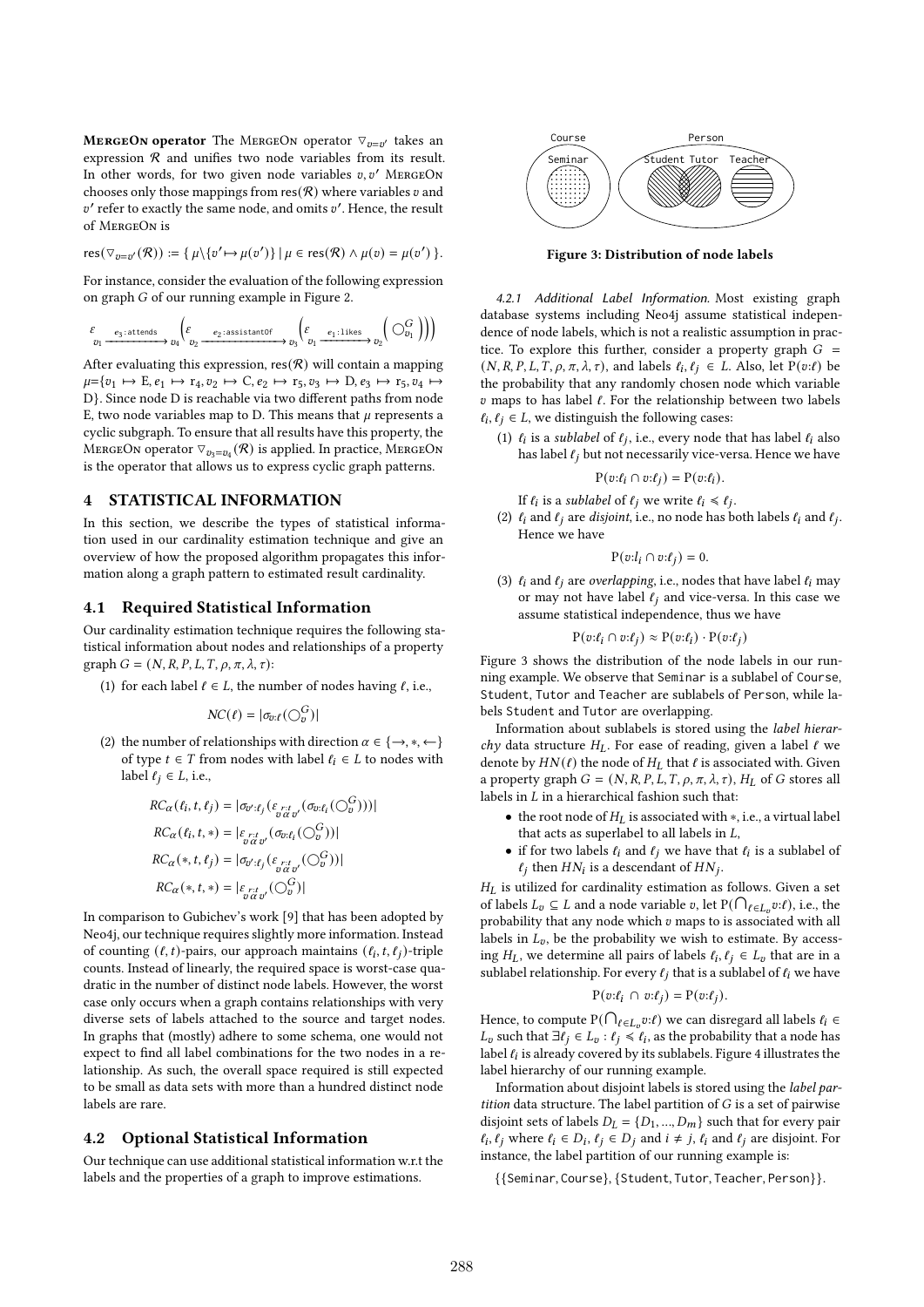**MergeOn operator** The MergeOn operator $\triangledown_{v=v'}$ takes an expression $\mathcal{R}$ and unifies two node variables from its result. In other words, for two given node variables $v, v'$ MergeOn chooses only those mappings from $\text{res}(\mathcal{R})$ where variables $v$ and $v'$ refer to exactly the same node, and omits $v'$. Hence, the result of MergeOn is

$$\text{res}(\triangledown_{v=v'}(\mathcal{R})) := \{\, \mu\backslash\{v'\mapsto\mu(v')\} \mid \mu \in \text{res}(\mathcal{R}) \wedge \mu(v) = \mu(v')\,\}.$$

For instance, consider the evaluation of the following expression on graph $G$ of our running example in Figure 2.

$$\varepsilon_{v_1 \xrightarrow{e_3:\texttt{attends}} v_4}\left(\varepsilon_{v_2 \xrightarrow{e_2:\texttt{assistantOf}} v_3}\left(\varepsilon_{v_1 \xrightarrow{e_1:\texttt{likes}} v_2}\left(\bigcirc^G_{v_1}\right)\right)\right)$$

After evaluating this expression, $\text{res}(\mathcal{R})$ will contain a mapping $\mu$={$v_1 \mapsto$ E, $e_1 \mapsto$ r$_4$, $v_2 \mapsto$ C, $e_2 \mapsto$ r$_5$, $v_3 \mapsto$ D, $e_3 \mapsto$ r$_5$, $v_4 \mapsto$ D}. Since node D is reachable via two different paths from node E, two node variables map to D. This means that $\mu$ represents a cyclic subgraph. To ensure that all results have this property, the MergeOn operator $\triangledown_{v_3=v_4}(\mathcal{R})$ is applied. In practice, MergeOn is the operator that allows us to express cyclic graph patterns.

## 4 STATISTICAL INFORMATION

In this section, we describe the types of statistical information used in our cardinality estimation technique and give an overview of how the proposed algorithm propagates this information along a graph pattern to estimated result cardinality.

### 4.1 Required Statistical Information

Our cardinality estimation technique requires the following statistical information about nodes and relationships of a property graph $G = (N, R, P, L, T, \rho, \pi, \lambda, \tau)$:

(1) for each label $\ell \in L$, the number of nodes having $\ell$, i.e.,

$$NC(\ell) = |\sigma_{v:\ell}(\bigcirc^G_v)|$$

(2) the number of relationships with direction $\alpha \in \{\rightarrow, *, \leftarrow\}$ of type $t \in T$ from nodes with label $\ell_i \in L$ to nodes with label $\ell_j \in L$, i.e.,

$$RC_\alpha(\ell_i, t, \ell_j) = |\sigma_{v':\ell_j}(\varepsilon_{v \overset{r:t}{\alpha} v'}(\sigma_{v:\ell_i}(\bigcirc^G_v)))|$$
$$RC_\alpha(\ell_i, t, *) = |\varepsilon_{v \overset{r:t}{\alpha} v'}(\sigma_{v:\ell_i}(\bigcirc^G_v))|$$
$$RC_\alpha(*, t, \ell_j) = |\sigma_{v':\ell_j}(\varepsilon_{v \overset{r:t}{\alpha} v'}(\bigcirc^G_v))|$$
$$RC_\alpha(*, t, *) = |\varepsilon_{v \overset{r:t}{\alpha} v'}(\bigcirc^G_v)|$$

In comparison to Gubichev's work [9] that has been adopted by Neo4j, our technique requires slightly more information. Instead of counting $(\ell, t)$-pairs, our approach maintains $(\ell_i, t, \ell_j)$-triple counts. Instead of linearly, the required space is worst-case quadratic in the number of distinct node labels. However, the worst case only occurs when a graph contains relationships with very diverse sets of labels attached to the source and target nodes. In graphs that (mostly) adhere to some schema, one would not expect to find all label combinations for the two nodes in a relationship. As such, the overall space required is still expected to be small as data sets with more than a hundred distinct node labels are rare.

### 4.2 Optional Statistical Information

Our technique can use additional statistical information w.r.t the labels and the properties of a graph to improve estimations.

Figure 3: Distribution of node labels

#### 4.2.1 Additional Label Information.

Most existing graph database systems including Neo4j assume statistical independence of node labels, which is not a realistic assumption in practice. To explore this further, consider a property graph $G = (N, R, P, L, T, \rho, \pi, \lambda, \tau)$, and labels $\ell_i, \ell_j \in L$. Also, let $\text{P}(v{:}\ell)$ be the probability that any randomly chosen node which variable $v$ maps to has label $\ell$. For the relationship between two labels $\ell_i, \ell_j \in L$, we distinguish the following cases:

(1) $\ell_i$ is a *sublabel* of $\ell_j$, i.e., every node that has label $\ell_i$ also has label $\ell_j$ but not necessarily vice-versa. Hence we have

$$\text{P}(v{:}\ell_i \cap v{:}\ell_j) = \text{P}(v{:}\ell_i).$$

If $\ell_i$ is a *sublabel* of $\ell_j$ we write $\ell_i \preccurlyeq \ell_j$.

(2) $\ell_i$ and $\ell_j$ are *disjoint*, i.e., no node has both labels $\ell_i$ and $\ell_j$. Hence we have

$$\text{P}(v{:}l_i \cap v{:}\ell_j) = 0.$$

(3) $\ell_i$ and $\ell_j$ are *overlapping*, i.e., nodes that have label $\ell_i$ may or may not have label $\ell_j$ and vice-versa. In this case we assume statistical independence, thus we have

$$\text{P}(v{:}\ell_i \cap v{:}\ell_j) \approx \text{P}(v{:}\ell_i) \cdot \text{P}(v{:}\ell_j)$$

Figure 3 shows the distribution of the node labels in our running example. We observe that Seminar is a sublabel of Course, Student, Tutor and Teacher are sublabels of Person, while labels Student and Tutor are overlapping.

Information about sublabels is stored using the *label hierarchy* data structure $H_L$. For ease of reading, given a label $\ell$ we denote by $HN(\ell)$ the node of $H_L$ that $\ell$ is associated with. Given a property graph $G = (N, R, P, L, T, \rho, \pi, \lambda, \tau)$, $H_L$ of $G$ stores all labels in $L$ in a hierarchical fashion such that:

- the root node of $H_L$ is associated with $*$, i.e., a virtual label that acts as superlabel to all labels in $L$,
- if for two labels $\ell_i$ and $\ell_j$ we have that $\ell_i$ is a sublabel of $\ell_j$ then $HN_i$ is a descendant of $HN_j$.

$H_L$ is utilized for cardinality estimation as follows. Given a set of labels $L_v \subseteq L$ and a node variable $v$, let $\text{P}(\bigcap_{\ell \in L_v} v{:}\ell)$, i.e., the probability that any node which $v$ maps to is associated with all labels in $L_v$, be the probability we wish to estimate. By accessing $H_L$, we determine all pairs of labels $\ell_i, \ell_j \in L_v$ that are in a sublabel relationship. For every $\ell_j$ that is a sublabel of $\ell_i$ we have

$$\text{P}(v{:}\ell_i \,\cap\, v{:}\ell_j) = \text{P}(v{:}\ell_j).$$

Hence, to compute $\text{P}(\bigcap_{\ell \in L_v} v{:}\ell)$ we can disregard all labels $\ell_i \in L_v$ such that $\exists \ell_j \in L_v : \ell_j \preccurlyeq \ell_i$, as the probability that a node has label $\ell_i$ is already covered by its sublabels. Figure 4 illustrates the label hierarchy of our running example.

Information about disjoint labels is stored using the *label partition* data structure. The label partition of $G$ is a set of pairwise disjoint sets of labels $D_L = \{D_1, ..., D_m\}$ such that for every pair $\ell_i, \ell_j$ where $\ell_i \in D_i$, $\ell_j \in D_j$ and $i \neq j$, $\ell_i$ and $\ell_j$ are disjoint. For instance, the label partition of our running example is:

{{Seminar, Course}, {Student, Tutor, Teacher, Person}}.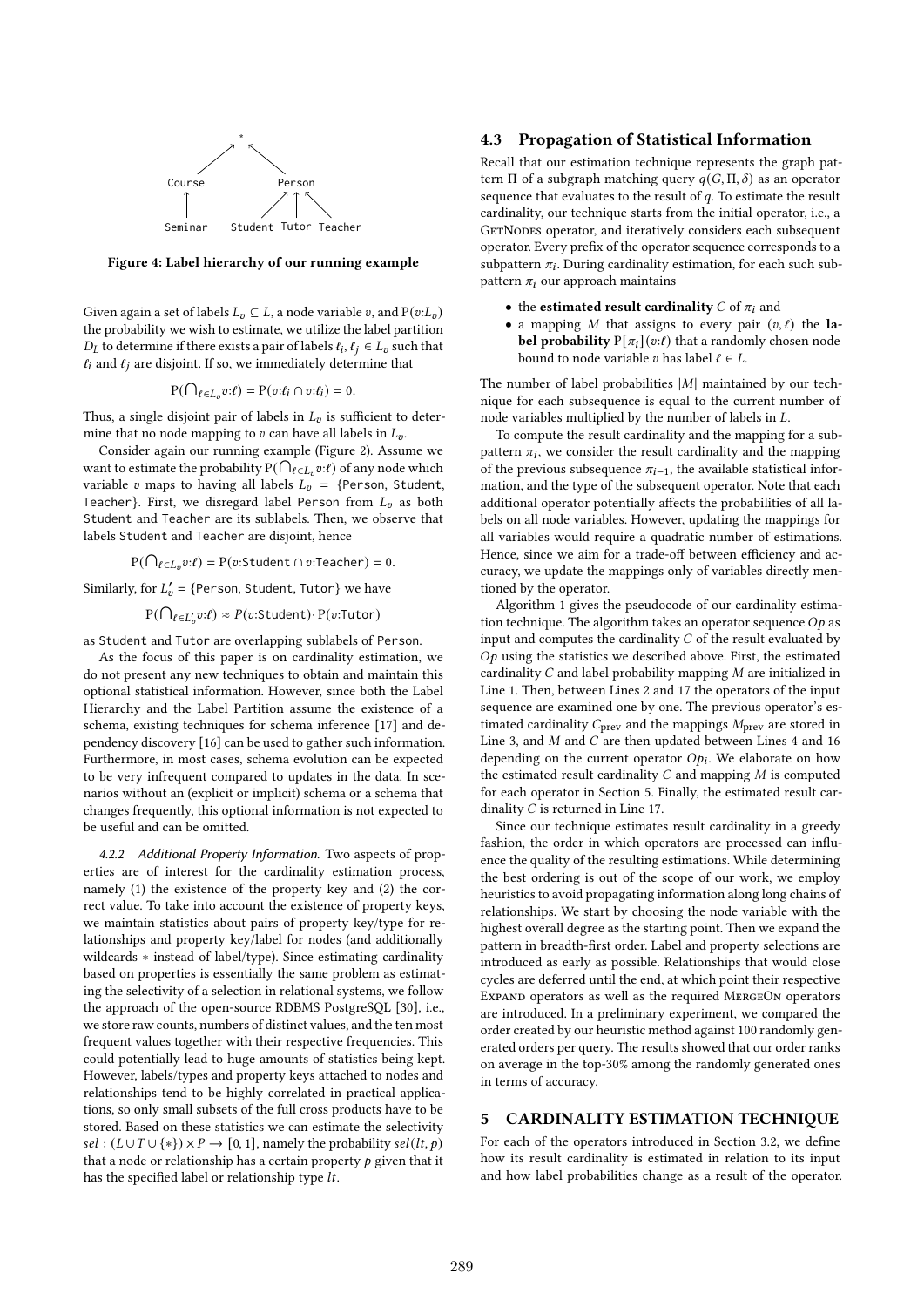```
                *
        Course          Person
          |          /    |    \
       Seminar   Student Tutor Teacher
```

**Figure 4: Label hierarchy of our running example**

Given again a set of labels $L_v \subseteq L$, a node variable $v$, and $\mathrm{P}(v{:}L_v)$ the probability we wish to estimate, we utilize the label partition $D_L$ to determine if there exists a pair of labels $\ell_i, \ell_j \in L_v$ such that $\ell_i$ and $\ell_j$ are disjoint. If so, we immediately determine that

$$\mathrm{P}(\textstyle\bigcap_{\ell \in L_v} v{:}\ell) = \mathrm{P}(v{:}\ell_i \cap v{:}\ell_j) = 0.$$

Thus, a single disjoint pair of labels in $L_v$ is sufficient to determine that no node mapping to $v$ can have all labels in $L_v$.

Consider again our running example (Figure 2). Assume we want to estimate the probability $\mathrm{P}(\bigcap_{\ell \in L_v} v{:}\ell)$ of any node which variable $v$ maps to having all labels $L_v$ = {Person, Student, Teacher}. First, we disregard label Person from $L_v$ as both Student and Teacher are its sublabels. Then, we observe that labels Student and Teacher are disjoint, hence

$$\mathrm{P}(\textstyle\bigcap_{\ell \in L_v} v{:}\ell) = \mathrm{P}(v{:}\texttt{Student} \cap v{:}\texttt{Teacher}) = 0.$$

Similarly, for $L_v'$ = {Person, Student, Tutor} we have

$$\mathrm{P}(\textstyle\bigcap_{\ell \in L_v'} v{:}\ell) \approx P(v{:}\texttt{Student}) \cdot P(v{:}\texttt{Tutor})$$

as Student and Tutor are overlapping sublabels of Person.

As the focus of this paper is on cardinality estimation, we do not present any new techniques to obtain and maintain this optional statistical information. However, since both the Label Hierarchy and the Label Partition assume the existence of a schema, existing techniques for schema inference [17] and dependency discovery [16] can be used to gather such information. Furthermore, in most cases, schema evolution can be expected to be very infrequent compared to updates in the data. In scenarios without an (explicit or implicit) schema or a schema that changes frequently, this optional information is not expected to be useful and can be omitted.

#### 4.2.2 Additional Property Information.

Two aspects of properties are of interest for the cardinality estimation process, namely (1) the existence of the property key and (2) the correct value. To take into account the existence of property keys, we maintain statistics about pairs of property key/type for relationships and property key/label for nodes (and additionally wildcards $*$ instead of label/type). Since estimating cardinality based on properties is essentially the same problem as estimating the selectivity of a selection in relational systems, we follow the approach of the open-source RDBMS PostgreSQL [30], i.e., we store raw counts, numbers of distinct values, and the ten most frequent values together with their respective frequencies. This could potentially lead to huge amounts of statistics being kept. However, labels/types and property keys attached to nodes and relationships tend to be highly correlated in practical applications, so only small subsets of the full cross products have to be stored. Based on these statistics we can estimate the selectivity $sel : (L \cup T \cup \{*\}) \times P \rightarrow [0, 1]$, namely the probability $sel(lt, p)$ that a node or relationship has a certain property $p$ given that it has the specified label or relationship type $lt$.

### 4.3 Propagation of Statistical Information

Recall that our estimation technique represents the graph pattern $\Pi$ of a subgraph matching query $q(G, \Pi, \delta)$ as an operator sequence that evaluates to the result of $q$. To estimate the result cardinality, our technique starts from the initial operator, i.e., a GetNodes operator, and iteratively considers each subsequent operator. Every prefix of the operator sequence corresponds to a subpattern $\pi_i$. During cardinality estimation, for each such subpattern $\pi_i$ our approach maintains

- the **estimated result cardinality** $C$ of $\pi_i$ and
- a mapping $M$ that assigns to every pair $(v, \ell)$ the **label probability** $\mathrm{P}[\pi_i](v{:}\ell)$ that a randomly chosen node bound to node variable $v$ has label $\ell \in L$.

The number of label probabilities $|M|$ maintained by our technique for each subsequence is equal to the current number of node variables multiplied by the number of labels in $L$.

To compute the result cardinality and the mapping for a subpattern $\pi_i$, we consider the result cardinality and the mapping of the previous subsequence $\pi_{i-1}$, the available statistical information, and the type of the subsequent operator. Note that each additional operator potentially affects the probabilities of all labels on all node variables. However, updating the mappings for all variables would require a quadratic number of estimations. Hence, since we aim for a trade-off between efficiency and accuracy, we update the mappings only of variables directly mentioned by the operator.

Algorithm 1 gives the pseudocode of our cardinality estimation technique. The algorithm takes an operator sequence $Op$ as input and computes the cardinality $C$ of the result evaluated by $Op$ using the statistics we described above. First, the estimated cardinality $C$ and label probability mapping $M$ are initialized in Line 1. Then, between Lines 2 and 17 the operators of the input sequence are examined one by one. The previous operator's estimated cardinality $C_{\text{prev}}$ and the mappings $M_{\text{prev}}$ are stored in Line 3, and $M$ and $C$ are then updated between Lines 4 and 16 depending on the current operator $Op_i$. We elaborate on how the estimated result cardinality $C$ and mapping $M$ is computed for each operator in Section 5. Finally, the estimated result cardinality $C$ is returned in Line 17.

Since our technique estimates result cardinality in a greedy fashion, the order in which operators are processed can influence the quality of the resulting estimations. While determining the best ordering is out of the scope of our work, we employ heuristics to avoid propagating information along long chains of relationships. We start by choosing the node variable with the highest overall degree as the starting point. Then we expand the pattern in breadth-first order. Label and property selections are introduced as early as possible. Relationships that would close cycles are deferred until the end, at which point their respective Expand operators as well as the required MergeOn operators are introduced. In a preliminary experiment, we compared the order created by our heuristic method against 100 randomly generated orders per query. The results showed that our order ranks on average in the top-30% among the randomly generated ones in terms of accuracy.

## 5 CARDINALITY ESTIMATION TECHNIQUE

For each of the operators introduced in Section 3.2, we define how its result cardinality is estimated in relation to its input and how label probabilities change as a result of the operator.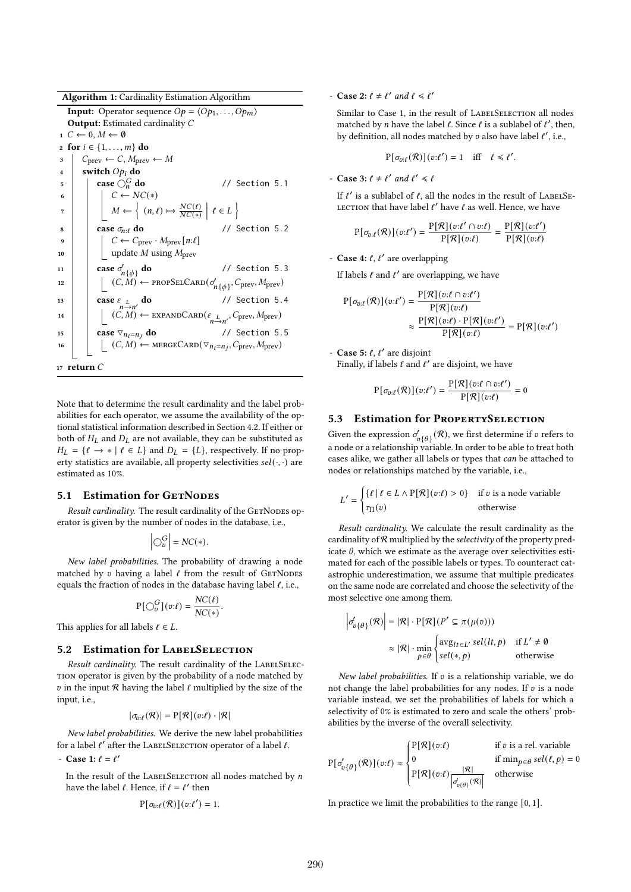**Algorithm 1:** Cardinality Estimation Algorithm

```
Input: Operator sequence Op = ⟨Op_1, ..., Op_m⟩
Output: Estimated cardinality C
1  C ← 0, M ← ∅
2  for i ∈ {1, ..., m} do
3      C_prev ← C, M_prev ← M
4      switch Op_i do
5          case ◯_n^G do                                  // Section 5.1
6              C ← NC(*)
7              M ← { (n, ℓ) ↦ NC(ℓ)/NC(*) | ℓ ∈ L }
8          case σ_{n:ℓ} do                                 // Section 5.2
9              C ← C_prev · M_prev[n:ℓ]
10             update M using M_prev
11         case σ'_{n{ϕ}} do                               // Section 5.3
12             (C, M) ← propSelCard(σ'_{n{ϕ}}, C_prev, M_prev)
13         case ε_{n→n'}^{L} do                            // Section 5.4
14             (C, M) ← expandCard(ε_{n→n'}^{L}, C_prev, M_prev)
15         case ▽_{n_i=n_j} do                             // Section 5.5
16             (C, M) ← mergeCard(▽_{n_i=n_j}, C_prev, M_prev)
17 return C
```

Note that to determine the result cardinality and the label probabilities for each operator, we assume the availability of the optional statistical information described in Section 4.2. If either or both of $H_L$ and $D_L$ are not available, they can be substituted as $H_L = \{\ell \to * \mid \ell \in L\}$ and $D_L = \{L\}$, respectively. If no property statistics are available, all property selectivities $sel(\cdot, \cdot)$ are estimated as 10%.

## 5.1 Estimation for GetNodes

*Result cardinality.* The result cardinality of the GetNodes operator is given by the number of nodes in the database, i.e.,

$$\left|\bigcirc_v^G\right| = NC(*).$$

*New label probabilities.* The probability of drawing a node matched by $v$ having a label $\ell$ from the result of GetNodes equals the fraction of nodes in the database having label $\ell$, i.e.,

$$\mathrm{P}[\bigcirc_v^G](v{:}\ell) = \frac{NC(\ell)}{NC(*)}.$$

This applies for all labels $\ell \in L$.

## 5.2 Estimation for LabelSelection

*Result cardinality.* The result cardinality of the LabelSelection operator is given by the probability of a node matched by $v$ in the input $\mathcal{R}$ having the label $\ell$ multiplied by the size of the input, i.e.,

$$|\sigma_{v:\ell}(\mathcal{R})| = \mathrm{P}[\mathcal{R}](v{:}\ell) \cdot |\mathcal{R}|$$

*New label probabilities.* We derive the new label probabilities for a label $\ell'$ after the LabelSelection operator of a label $\ell$.

- **Case 1:** $\ell = \ell'$

  In the result of the LabelSelection all nodes matched by $n$ have the label $\ell$. Hence, if $\ell = \ell'$ then

$$\mathrm{P}[\sigma_{v:\ell}(\mathcal{R})](v{:}\ell') = 1.$$

- **Case 2:** $\ell \neq \ell'$ *and* $\ell \preccurlyeq \ell'$

  Similar to Case 1, in the result of LabelSelection all nodes matched by $n$ have the label $\ell$. Since $\ell$ is a sublabel of $\ell'$, then, by definition, all nodes matched by $v$ also have label $\ell'$, i.e.,

$$\mathrm{P}[\sigma_{v:\ell}(\mathcal{R})](v{:}\ell') = 1 \quad \text{iff} \quad \ell \preccurlyeq \ell'.$$

- **Case 3:** $\ell \neq \ell'$ *and* $\ell' \preccurlyeq \ell$

  If $\ell'$ is a sublabel of $\ell$, all the nodes in the result of LabelSelection that have label $\ell'$ have $\ell$ as well. Hence, we have

$$\mathrm{P}[\sigma_{v:\ell}(\mathcal{R})](v{:}\ell') = \frac{\mathrm{P}[\mathcal{R}](v{:}\ell' \cap v{:}\ell)}{\mathrm{P}[\mathcal{R}](v{:}\ell)} = \frac{\mathrm{P}[\mathcal{R}](v{:}\ell')}{\mathrm{P}[\mathcal{R}](v{:}\ell)}$$

- **Case 4:** $\ell, \ell'$ are overlapping

  If labels $\ell$ and $\ell'$ are overlapping, we have

$$\begin{aligned}\mathrm{P}[\sigma_{v:\ell}(\mathcal{R})](v{:}\ell') &= \frac{\mathrm{P}[\mathcal{R}](v{:}\ell \cap v{:}\ell')}{\mathrm{P}[\mathcal{R}](v{:}\ell)} \\ &\approx \frac{\mathrm{P}[\mathcal{R}](v{:}\ell) \cdot \mathrm{P}[\mathcal{R}](v{:}\ell')}{\mathrm{P}[\mathcal{R}](v{:}\ell)} = \mathrm{P}[\mathcal{R}](v{:}\ell')\end{aligned}$$

- **Case 5:** $\ell, \ell'$ are disjoint

  Finally, if labels $\ell$ and $\ell'$ are disjoint, we have

$$\mathrm{P}[\sigma_{v:\ell}(\mathcal{R})](v{:}\ell') = \frac{\mathrm{P}[\mathcal{R}](v{:}\ell \cap v{:}\ell')}{\mathrm{P}[\mathcal{R}](v{:}\ell)} = 0$$

## 5.3 Estimation for PropertySelection

Given the expression $\sigma'_{v\{\theta\}}(\mathcal{R})$, we first determine if $v$ refers to a node or a relationship variable. In order to be able to treat both cases alike, we gather all labels or types that *can* be attached to nodes or relationships matched by the variable, i.e.,

$$L' = \begin{cases}\{\ell \mid \ell \in L \wedge \mathrm{P}[\mathcal{R}](v{:}\ell) > 0\} & \text{if } v \text{ is a node variable} \\ \tau_\Pi(v) & \text{otherwise}\end{cases}$$

*Result cardinality.* We calculate the result cardinality as the cardinality of $\mathcal{R}$ multiplied by the *selectivity* of the property predicate $\theta$, which we estimate as the average over selectivities estimated for each of the possible labels or types. To counteract catastrophic underestimation, we assume that multiple predicates on the same node are correlated and choose the selectivity of the most selective one among them.

$$\begin{aligned}\left|\sigma'_{v\{\theta\}}(\mathcal{R})\right| &= |\mathcal{R}| \cdot \mathrm{P}[\mathcal{R}](P' \subseteq \pi(\mu(v))) \\ &\approx |\mathcal{R}| \cdot \min_{p \in \theta}\begin{cases}\mathrm{avg}_{lt \in L'}\, sel(lt, p) & \text{if } L' \neq \emptyset \\ sel(*, p) & \text{otherwise}\end{cases}\end{aligned}$$

*New label probabilities.* If $v$ is a relationship variable, we do not change the label probabilities for any nodes. If $v$ is a node variable instead, we set the probabilities of labels for which a selectivity of 0% is estimated to zero and scale the others' probabilities by the inverse of the overall selectivity.

$$\mathrm{P}[\sigma'_{v\{\theta\}}(\mathcal{R})](v{:}\ell) \approx \begin{cases}\mathrm{P}[\mathcal{R}](v{:}\ell) & \text{if } v \text{ is a rel. variable} \\ 0 & \text{if } \min_{p \in \theta} sel(\ell, p) = 0 \\ \mathrm{P}[\mathcal{R}](v{:}\ell)\frac{|\mathcal{R}|}{\left|\sigma'_{v\{\theta\}}(\mathcal{R})\right|} & \text{otherwise}\end{cases}$$

In practice we limit the probabilities to the range $[0, 1]$.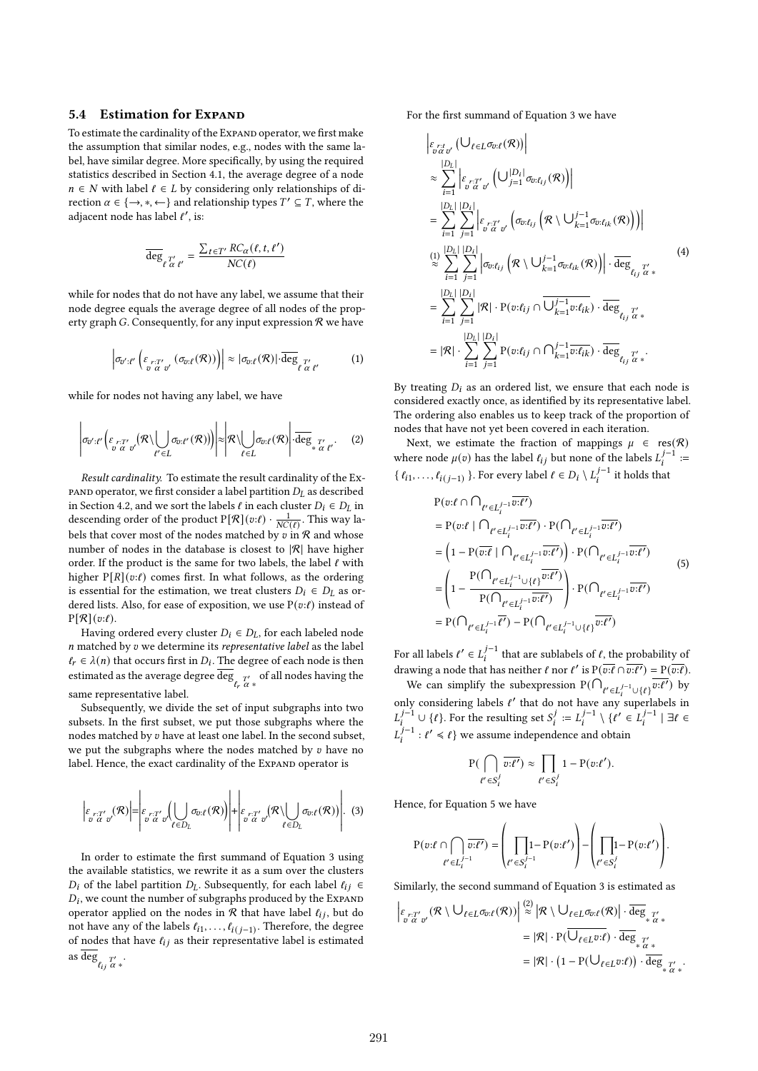### 5.4 Estimation for Expand

To estimate the cardinality of the Expand operator, we first make the assumption that similar nodes, e.g., nodes with the same label, have similar degree. More specifically, by using the required statistics described in Section 4.1, the average degree of a node $n \in N$ with label $\ell \in L$ by considering only relationships of direction $\alpha \in \{\rightarrow, *, \leftarrow\}$ and relationship types $T' \subseteq T$, where the adjacent node has label $\ell'$, is:

$$\overline{\deg}_{\ell \overset{T'}{\alpha} \ell'} = \frac{\sum_{t \in T'} RC_\alpha(\ell, t, \ell')}{NC(\ell)}$$

while for nodes that do not have any label, we assume that their node degree equals the average degree of all nodes of the property graph $G$. Consequently, for any input expression $\mathcal{R}$ we have

$$\left|\sigma_{v':\ell'}\left(\varepsilon_{v \overset{r:T'}{\alpha} v'}(\sigma_{v:\ell}(\mathcal{R}))\right)\right| \approx |\sigma_{v:\ell}(\mathcal{R})| \cdot \overline{\deg}_{\ell \overset{T'}{\alpha} \ell'} \tag{1}$$

while for nodes not having any label, we have

$$\left|\sigma_{v':\ell'}\left(\varepsilon_{v \overset{r:T'}{\alpha} v'}\left(\mathcal{R} \setminus \bigcup_{\ell' \in L} \sigma_{v:\ell'}(\mathcal{R})\right)\right)\right| \approx \left|\mathcal{R} \setminus \bigcup_{\ell \in L} \sigma_{v:\ell}(\mathcal{R})\right| \cdot \overline{\deg}_{* \overset{T'}{\alpha} \ell'}. \tag{2}$$

*Result cardinality.* To estimate the result cardinality of the Expand operator, we first consider a label partition $D_L$ as described in Section 4.2, and we sort the labels $\ell$ in each cluster $D_i \in D_L$ in descending order of the product $P[\mathcal{R}](v{:}\ell) \cdot \frac{1}{NC(\ell)}$. This way labels that cover most of the nodes matched by $v$ in $\mathcal{R}$ and whose number of nodes in the database is closest to $|\mathcal{R}|$ have higher order. If the product is the same for two labels, the label $\ell$ with higher $P[R](v{:}\ell)$ comes first. In what follows, as the ordering is essential for the estimation, we treat clusters $D_i \in D_L$ as ordered lists. Also, for ease of exposition, we use $P(v{:}\ell)$ instead of $P[\mathcal{R}](v{:}\ell)$.

Having ordered every cluster $D_i \in D_L$, for each labeled node $n$ matched by $v$ we determine its *representative label* as the label $\ell_r \in \lambda(n)$ that occurs first in $D_i$. The degree of each node is then estimated as the average degree $\overline{\deg}_{\ell_r \overset{T'}{\alpha} *}$ of all nodes having the same representative label.

Subsequently, we divide the set of input subgraphs into two subsets. In the first subset, we put those subgraphs where the nodes matched by $v$ have at least one label. In the second subset, we put the subgraphs where the nodes matched by $v$ have no label. Hence, the exact cardinality of the Expand operator is

$$\left|\varepsilon_{v \overset{r:T'}{\alpha} v'}(\mathcal{R})\right| = \left|\varepsilon_{v \overset{r:T'}{\alpha} v'}\left(\bigcup_{\ell \in D_L} \sigma_{v:\ell}(\mathcal{R})\right)\right| + \left|\varepsilon_{v \overset{r:T'}{\alpha} v'}\left(\mathcal{R} \setminus \bigcup_{\ell \in D_L} \sigma_{v:\ell}(\mathcal{R})\right)\right|. \tag{3}$$

In order to estimate the first summand of Equation 3 using the available statistics, we rewrite it as a sum over the clusters $D_i$ of the label partition $D_L$. Subsequently, for each label $\ell_{ij} \in D_i$, we count the number of subgraphs produced by the Expand operator applied on the nodes in $\mathcal{R}$ that have label $\ell_{ij}$, but do not have any of the labels $\ell_{i1}, \ldots, \ell_{i(j-1)}$. Therefore, the degree of nodes that have $\ell_{ij}$ as their representative label is estimated as $\overline{\deg}_{\ell_{ij} \overset{T'}{\alpha} *}$.

For the first summand of Equation 3 we have

$$\begin{aligned}
&\left|\varepsilon_{v \overset{r:t}{\alpha} v'}\left(\bigcup_{\ell \in L} \sigma_{v:\ell}(\mathcal{R})\right)\right| \\
&\approx \sum_{i=1}^{|D_L|} \left|\varepsilon_{v \overset{r:T'}{\alpha} v'}\left(\bigcup_{j=1}^{|D_i|} \sigma_{v:\ell_{ij}}(\mathcal{R})\right)\right| \\
&= \sum_{i=1}^{|D_L|} \sum_{j=1}^{|D_i|} \left|\varepsilon_{v \overset{r:T'}{\alpha} v'}\left(\sigma_{v:\ell_{ij}}\left(\mathcal{R} \setminus \bigcup_{k=1}^{j-1} \sigma_{v:\ell_{ik}}(\mathcal{R})\right)\right)\right| \\
&\overset{(1)}{\approx} \sum_{i=1}^{|D_L|} \sum_{j=1}^{|D_i|} \left|\sigma_{v:\ell_{ij}}\left(\mathcal{R} \setminus \bigcup_{k=1}^{j-1} \sigma_{v:\ell_{ik}}(\mathcal{R})\right)\right| \cdot \overline{\deg}_{\ell_{ij} \overset{T'}{\alpha} *} \\
&= \sum_{i=1}^{|D_L|} \sum_{j=1}^{|D_i|} |\mathcal{R}| \cdot P(v{:}\ell_{ij} \cap \overline{\bigcup_{k=1}^{j-1} v{:}\ell_{ik}}) \cdot \overline{\deg}_{\ell_{ij} \overset{T'}{\alpha} *} \\
&= |\mathcal{R}| \cdot \sum_{i=1}^{|D_L|} \sum_{j=1}^{|D_i|} P(v{:}\ell_{ij} \cap \bigcap_{k=1}^{j-1} \overline{v{:}\ell_{ik}}) \cdot \overline{\deg}_{\ell_{ij} \overset{T'}{\alpha} *}.
\end{aligned} \tag{4}$$

By treating $D_i$ as an ordered list, we ensure that each node is considered exactly once, as identified by its representative label. The ordering also enables us to keep track of the proportion of nodes that have not yet been covered in each iteration.

Next, we estimate the fraction of mappings $\mu \in \text{res}(\mathcal{R})$ where node $\mu(v)$ has the label $\ell_{ij}$ but none of the labels $L_i^{j-1} := \{\ell_{i1}, \ldots, \ell_{i(j-1)}\}$. For every label $\ell \in D_i \setminus L_i^{j-1}$ it holds that

$$\begin{aligned}
&P(v{:}\ell \cap \bigcap_{\ell' \in L_i^{j-1}} \overline{v{:}\ell'}) \\
&= P(v{:}\ell \mid \bigcap_{\ell' \in L_i^{j-1}} \overline{v{:}\ell'}) \cdot P(\bigcap_{\ell' \in L_i^{j-1}} \overline{v{:}\ell'}) \\
&= \left(1 - P(\overline{v{:}\ell} \mid \bigcap_{\ell' \in L_i^{j-1}} \overline{v{:}\ell'})\right) \cdot P(\bigcap_{\ell' \in L_i^{j-1}} \overline{v{:}\ell'}) \\
&= \left(1 - \frac{P(\bigcap_{\ell' \in L_i^{j-1} \cup \{\ell\}} \overline{v{:}\ell'})}{P(\bigcap_{\ell' \in L_i^{j-1}} \overline{v{:}\ell'})}\right) \cdot P(\bigcap_{\ell' \in L_i^{j-1}} \overline{v{:}\ell'}) \\
&= P(\bigcap_{\ell' \in L_i^{j-1}} \overline{\ell'}) - P(\bigcap_{\ell' \in L_i^{j-1} \cup \{\ell\}} \overline{v{:}\ell'})
\end{aligned} \tag{5}$$

For all labels $\ell' \in L_i^{j-1}$ that are sublabels of $\ell$, the probability of drawing a node that has neither $\ell$ nor $\ell'$ is $P(\overline{v{:}\ell} \cap \overline{v{:}\ell'}) = P(\overline{v{:}\ell})$.

We can simplify the subexpression $P(\bigcap_{\ell' \in L_i^{j-1} \cup \{\ell\}} \overline{v{:}\ell'})$ by only considering labels $\ell'$ that do not have any superlabels in $L_i^{j-1} \cup \{\ell\}$. For the resulting set $S_i^j := L_i^{j-1} \setminus \{\ell' \in L_i^{j-1} \mid \exists \ell \in L_i^{j-1} : \ell' \preccurlyeq \ell\}$ we assume independence and obtain

$$P(\bigcap_{\ell' \in S_i^j} \overline{v{:}\ell'}) \approx \prod_{\ell' \in S_i^j} 1 - P(v{:}\ell').$$

Hence, for Equation 5 we have

$$P(v{:}\ell \cap \bigcap_{\ell' \in L_i^{j-1}} \overline{v{:}\ell'}) = \left(\prod_{\ell' \in S_i^{j-1}} 1 - P(v{:}\ell')\right) - \left(\prod_{\ell' \in S_i^j} 1 - P(v{:}\ell')\right).$$

Similarly, the second summand of Equation 3 is estimated as

$$\begin{aligned}
\left|\varepsilon_{v \overset{r:T'}{\alpha} v'}(\mathcal{R} \setminus \textstyle\bigcup_{\ell \in L} \sigma_{v:\ell}(\mathcal{R}))\right| &\overset{(2)}{\approx} \left|\mathcal{R} \setminus \textstyle\bigcup_{\ell \in L} \sigma_{v:\ell}(\mathcal{R})\right| \cdot \overline{\deg}_{* \overset{T'}{\alpha} *} \\
&= |\mathcal{R}| \cdot P(\overline{\textstyle\bigcup_{\ell \in L} v{:}\ell}) \cdot \overline{\deg}_{* \overset{T'}{\alpha} *} \\
&= |\mathcal{R}| \cdot \left(1 - P(\textstyle\bigcup_{\ell \in L} v{:}\ell)\right) \cdot \overline{\deg}_{* \overset{T'}{\alpha} *}.
\end{aligned}$$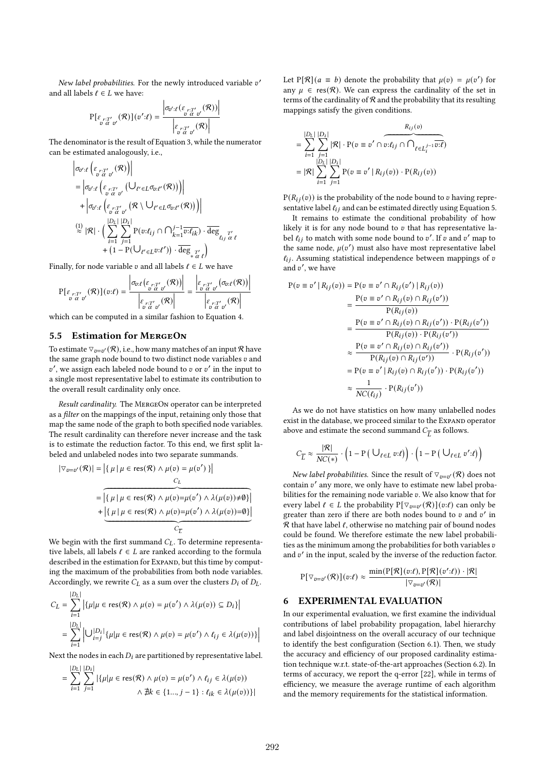*New label probabilities.* For the newly introduced variable $v'$ and all labels $\ell \in L$ we have:

$$\mathrm{P}[\varepsilon_{v \,\overset{r:T'}{\alpha}\, v'}(\mathcal{R})](v'{:}\ell) = \frac{\left|\sigma_{v':\ell}(\varepsilon_{v \,\overset{r:T'}{\alpha}\, v'}(\mathcal{R}))\right|}{\left|\varepsilon_{v \,\overset{r:T'}{\alpha}\, v'}(\mathcal{R})\right|}$$

The denominator is the result of Equation 3, while the numerator can be estimated analogously, i.e.,

$$\begin{aligned}
&\left|\sigma_{v':\ell}\left(\varepsilon_{v \,\overset{r:T'}{\alpha}\, v'}(\mathcal{R})\right)\right| \\
&= \left|\sigma_{v':\ell}\left(\varepsilon_{v \,\overset{r:T'}{\alpha}\, v'}\left(\textstyle\bigcup_{\ell' \in L}\sigma_{v:\ell'}(\mathcal{R})\right)\right)\right| \\
&\quad + \left|\sigma_{v':\ell}\left(\varepsilon_{v \,\overset{r:T'}{\alpha}\, v'}\left(\mathcal{R} \setminus \textstyle\bigcup_{\ell' \in L}\sigma_{v:\ell'}(\mathcal{R})\right)\right)\right| \\
&\overset{(1)}{\approx} |\mathcal{R}| \cdot \Big( \sum_{i=1}^{|D_L|}\sum_{j=1}^{|D_i|} \mathrm{P}(v{:}\ell_{ij} \cap \textstyle\bigcap_{k=1}^{j-1}\overline{v{:}\ell_{ik}}) \cdot \overline{\deg}_{\ell_{ij} \,\overset{T'}{\alpha}\, \ell} \\
&\quad + \left(1 - \mathrm{P}(\textstyle\bigcup_{\ell' \in L} v{:}\ell')\right) \cdot \overline{\deg}_{* \,\overset{T'}{\alpha}\, \ell} \Big)
\end{aligned}$$

Finally, for node variable $v$ and all labels $\ell \in L$ we have

$$\mathrm{P}[\varepsilon_{v \,\overset{r:T'}{\alpha}\, v'}(\mathcal{R})](v{:}\ell) = \frac{\left|\sigma_{v:\ell}(\varepsilon_{v \,\overset{r:T'}{\alpha}\, v'}(\mathcal{R}))\right|}{\left|\varepsilon_{v \,\overset{r:T'}{\alpha}\, v'}(\mathcal{R})\right|} = \frac{\left|\varepsilon_{v \,\overset{r:T'}{\alpha}\, v'}(\sigma_{v:\ell}(\mathcal{R}))\right|}{\left|\varepsilon_{v \,\overset{r:T'}{\alpha}\, v'}(\mathcal{R})\right|}$$

which can be computed in a similar fashion to Equation 4.

## 5.5 Estimation for MergeOn

To estimate $\triangledown_{v=v'}(\mathcal{R})$, i.e., how many matches of an input $\mathcal{R}$ have the same graph node bound to two distinct node variables $v$ and $v'$, we assign each labeled node bound to $v$ or $v'$ in the input to a single most representative label to estimate its contribution to the overall result cardinality only once.

*Result cardinality.* The MergeOn operator can be interpreted as a *filter* on the mappings of the input, retaining only those that map the same node of the graph to both specified node variables. The result cardinality can therefore never increase and the task is to estimate the reduction factor. To this end, we first split labeled and unlabeled nodes into two separate summands.

$$\begin{aligned}
|\triangledown_{v=v'}(\mathcal{R})| &= \left|\{\, \mu \mid \mu \in \mathrm{res}(\mathcal{R}) \wedge \mu(v) = \mu(v') \,\}\right| \\
&= \overbrace{\left|\{\, \mu \mid \mu \in \mathrm{res}(\mathcal{R}) \wedge \mu(v){=}\mu(v') \wedge \lambda(\mu(v)){\neq}\emptyset \}\right|}^{C_L} \\
&\quad + \underbrace{\left|\{\, \mu \mid \mu \in \mathrm{res}(\mathcal{R}) \wedge \mu(v){=}\mu(v') \wedge \lambda(\mu(v)){=}\emptyset \}\right|}_{C_{\overline{L}}}
\end{aligned}$$

We begin with the first summand $C_L$. To determine representative labels, all labels $\ell \in L$ are ranked according to the formula described in the estimation for Expand, but this time by computing the maximum of the probabilities from both node variables. Accordingly, we rewrite $C_L$ as a sum over the clusters $D_i$ of $D_L$.

$$\begin{aligned}
C_L &= \sum_{i=1}^{|D_L|} \left|\{\mu | \mu \in \mathrm{res}(\mathcal{R}) \wedge \mu(v) = \mu(v') \wedge \lambda(\mu(v)) \subseteq D_i\}\right| \\
&= \sum_{i=1}^{|D_L|} \left|\textstyle\bigcup_{i=j}^{|D_i|}\{\mu | \mu \in \mathrm{res}(\mathcal{R}) \wedge \mu(v) = \mu(v') \wedge \ell_{ij} \in \lambda(\mu(v))\}\right|
\end{aligned}$$

Next the nodes in each $D_i$ are partitioned by representative label.

$$\begin{aligned}
= \sum_{i=1}^{|D_L|}\sum_{j=1}^{|D_i|} |\{\mu | \mu \in \mathrm{res}(\mathcal{R}) \wedge \mu(v) = \mu(v') \wedge \ell_{ij} \in \lambda(\mu(v)) \\
\wedge \nexists k \in \{1..., j-1\} : \ell_{ik} \in \lambda(\mu(v))\}|
\end{aligned}$$

Let $\mathrm{P}[\mathcal{R}](a \equiv b)$ denote the probability that $\mu(v) = \mu(v')$ for any $\mu \in \mathrm{res}(\mathcal{R})$. We can express the cardinality of the set in terms of the cardinality of $\mathcal{R}$ and the probability that its resulting mappings satisfy the given conditions.

$$\begin{aligned}
&= \sum_{i=1}^{|D_L|}\sum_{j=1}^{|D_i|} |\mathcal{R}| \cdot \mathrm{P}(v \equiv v' \cap \overbrace{v{:}\ell_{ij} \cap \textstyle\bigcap_{\ell \in L_i^{j-1}} \overline{v{:}\ell}}^{R_{ij}(v)}) \\
&= |\mathcal{R}| \sum_{i=1}^{|D_L|}\sum_{j=1}^{|D_i|} \mathrm{P}(v \equiv v' \mid R_{ij}(v)) \cdot \mathrm{P}(R_{ij}(v))
\end{aligned}$$

$\mathrm{P}(R_{ij}(v))$ is the probability of the node bound to $v$ having representative label $\ell_{ij}$ and can be estimated directly using Equation 5.

It remains to estimate the conditional probability of how likely it is for any node bound to $v$ that has representative label $\ell_{ij}$ to match with some node bound to $v'$. If $v$ and $v'$ map to the same node, $\mu(v')$ must also have most representative label $\ell_{ij}$. Assuming statistical independence between mappings of $v$ and $v'$, we have

$$\begin{aligned}
\mathrm{P}(v \equiv v' \mid R_{ij}(v)) &= \mathrm{P}(v \equiv v' \cap R_{ij}(v') \mid R_{ij}(v)) \\
&= \frac{\mathrm{P}(v \equiv v' \cap R_{ij}(v) \cap R_{ij}(v'))}{\mathrm{P}(R_{ij}(v))} \\
&= \frac{\mathrm{P}(v \equiv v' \cap R_{ij}(v) \cap R_{ij}(v')) \cdot \mathrm{P}(R_{ij}(v'))}{\mathrm{P}(R_{ij}(v)) \cdot \mathrm{P}(R_{ij}(v'))} \\
&\approx \frac{\mathrm{P}(v \equiv v' \cap R_{ij}(v) \cap R_{ij}(v'))}{\mathrm{P}(R_{ij}(v) \cap R_{ij}(v'))} \cdot \mathrm{P}(R_{ij}(v')) \\
&= \mathrm{P}(v \equiv v' \mid R_{ij}(v) \cap R_{ij}(v')) \cdot \mathrm{P}(R_{ij}(v')) \\
&\approx \frac{1}{NC(\ell_{ij})} \cdot \mathrm{P}(R_{ij}(v'))
\end{aligned}$$

As we do not have statistics on how many unlabelled nodes exist in the database, we proceed similar to the Expand operator above and estimate the second summand $C_{\overline{L}}$ as follows.

$$C_{\overline{L}} \approx \frac{|\mathcal{R}|}{NC(*)} \cdot \left(1 - \mathrm{P}\left(\textstyle\bigcup_{\ell \in L} v{:}\ell\right)\right) \cdot \left(1 - \mathrm{P}\left(\textstyle\bigcup_{\ell \in L} v'{:}\ell\right)\right)$$

*New label probabilities.* Since the result of $\triangledown_{v=v'}(\mathcal{R})$ does not contain $v'$ any more, we only have to estimate new label probabilities for the remaining node variable $v$. We also know that for every label $\ell \in L$ the probability $\mathrm{P}[\triangledown_{v=v'}(\mathcal{R})](v{:}\ell)$ can only be greater than zero if there are both nodes bound to $v$ and $v'$ in $\mathcal{R}$ that have label $\ell$, otherwise no matching pair of bound nodes could be found. We therefore estimate the new label probabilities as the minimum among the probabilities for both variables $v$ and $v'$ in the input, scaled by the inverse of the reduction factor.

$$\mathrm{P}[\triangledown_{v=v'}(\mathcal{R})](v{:}\ell) \approx \frac{\min(\mathrm{P}[\mathcal{R}](v{:}\ell), \mathrm{P}[\mathcal{R}](v'{:}\ell)) \cdot |\mathcal{R}|}{|\triangledown_{v=v'}(\mathcal{R})|}$$

# 6 EXPERIMENTAL EVALUATION

In our experimental evaluation, we first examine the individual contributions of label probability propagation, label hierarchy and label disjointness on the overall accuracy of our technique to identify the best configuration (Section 6.1). Then, we study the accuracy and efficiency of our proposed cardinality estimation technique w.r.t. state-of-the-art approaches (Section 6.2). In terms of accuracy, we report the q-error [22], while in terms of efficiency, we measure the average runtime of each algorithm and the memory requirements for the statistical information.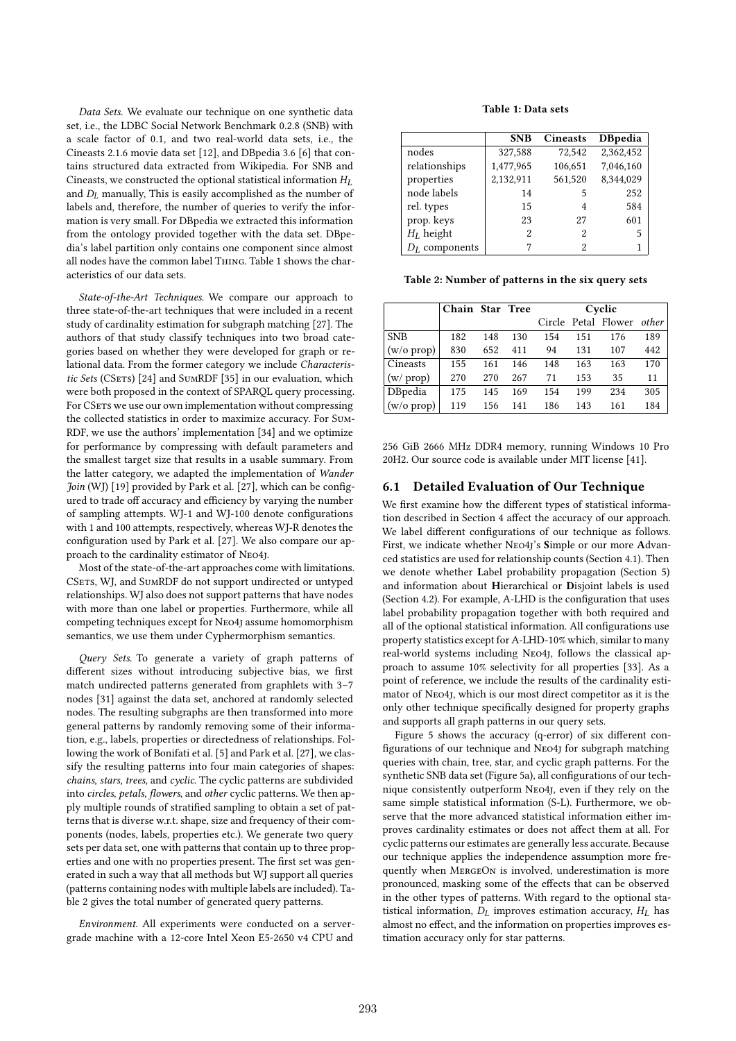*Data Sets.* We evaluate our technique on one synthetic data set, i.e., the LDBC Social Network Benchmark 0.2.8 (SNB) with a scale factor of 0.1, and two real-world data sets, i.e., the Cineasts 2.1.6 movie data set [12], and DBpedia 3.6 [6] that contains structured data extracted from Wikipedia. For SNB and Cineasts, we constructed the optional statistical information $H_L$ and $D_L$ manually, This is easily accomplished as the number of labels and, therefore, the number of queries to verify the information is very small. For DBpedia we extracted this information from the ontology provided together with the data set. DBpedia's label partition only contains one component since almost all nodes have the common label Thing. Table 1 shows the characteristics of our data sets.

*State-of-the-Art Techniques.* We compare our approach to three state-of-the-art techniques that were included in a recent study of cardinality estimation for subgraph matching [27]. The authors of that study classify techniques into two broad categories based on whether they were developed for graph or relational data. From the former category we include *Characteristic Sets* (CSets) [24] and SumRDF [35] in our evaluation, which were both proposed in the context of SPARQL query processing. For CSets we use our own implementation without compressing the collected statistics in order to maximize accuracy. For SumRDF, we use the authors' implementation [34] and we optimize for performance by compressing with default parameters and the smallest target size that results in a usable summary. From the latter category, we adapted the implementation of *Wander Join* (WJ) [19] provided by Park et al. [27], which can be configured to trade off accuracy and efficiency by varying the number of sampling attempts. WJ-1 and WJ-100 denote configurations with 1 and 100 attempts, respectively, whereas WJ-R denotes the configuration used by Park et al. [27]. We also compare our approach to the cardinality estimator of Neo4j.

Most of the state-of-the-art approaches come with limitations. CSets, WJ, and SumRDF do not support undirected or untyped relationships. WJ also does not support patterns that have nodes with more than one label or properties. Furthermore, while all competing techniques except for Neo4j assume homomorphism semantics, we use them under Cyphermorphism semantics.

*Query Sets.* To generate a variety of graph patterns of different sizes without introducing subjective bias, we first match undirected patterns generated from graphlets with 3–7 nodes [31] against the data set, anchored at randomly selected nodes. The resulting subgraphs are then transformed into more general patterns by randomly removing some of their information, e.g., labels, properties or directedness of relationships. Following the work of Bonifati et al. [5] and Park et al. [27], we classify the resulting patterns into four main categories of shapes: *chains*, *stars*, *trees*, and *cyclic*. The cyclic patterns are subdivided into *circles*, *petals*, *flowers*, and *other* cyclic patterns. We then apply multiple rounds of stratified sampling to obtain a set of patterns that is diverse w.r.t. shape, size and frequency of their components (nodes, labels, properties etc.). We generate two query sets per data set, one with patterns that contain up to three properties and one with no properties present. The first set was generated in such a way that all methods but WJ support all queries (patterns containing nodes with multiple labels are included). Table 2 gives the total number of generated query patterns.

*Environment.* All experiments were conducted on a server-grade machine with a 12-core Intel Xeon E5-2650 v4 CPU and 256 GiB 2666 MHz DDR4 memory, running Windows 10 Pro 20H2. Our source code is available under MIT license [41].

**Table 1: Data sets**

| | **SNB** | **Cineasts** | **DBpedia** |
|---|---|---|---|
| nodes | 327,588 | 72,542 | 2,362,452 |
| relationships | 1,477,965 | 106,651 | 7,046,160 |
| properties | 2,132,911 | 561,520 | 8,344,029 |
| node labels | 14 | 5 | 252 |
| rel. types | 15 | 4 | 584 |
| prop. keys | 23 | 27 | 601 |
| $H_L$ height | 2 | 2 | 5 |
| $D_L$ components | 7 | 2 | 1 |

**Table 2: Number of patterns in the six query sets**

| | Chain | Star | Tree | Cyclic | | | |
|---|---|---|---|---|---|---|---|
| | | | | Circle | Petal | Flower | *other* |
| SNB | 182 | 148 | 130 | 154 | 151 | 176 | 189 |
| (w/o prop) | 830 | 652 | 411 | 94 | 131 | 107 | 442 |
| Cineasts | 155 | 161 | 146 | 148 | 163 | 163 | 170 |
| (w/ prop) | 270 | 270 | 267 | 71 | 153 | 35 | 11 |
| DBpedia | 175 | 145 | 169 | 154 | 199 | 234 | 305 |
| (w/o prop) | 119 | 156 | 141 | 186 | 143 | 161 | 184 |

## 6.1 Detailed Evaluation of Our Technique

We first examine how the different types of statistical information described in Section 4 affect the accuracy of our approach. We label different configurations of our technique as follows. First, we indicate whether Neo4j's **S**imple or our more **A**dvanced statistics are used for relationship counts (Section 4.1). Then we denote whether **L**abel probability propagation (Section 5) and information about **H**ierarchical or **D**isjoint labels is used (Section 4.2). For example, A-LHD is the configuration that uses label probability propagation together with both required and all of the optional statistical information. All configurations use property statistics except for A-LHD-10% which, similar to many real-world systems including Neo4j, follows the classical approach to assume 10% selectivity for all properties [33]. As a point of reference, we include the results of the cardinality estimator of Neo4j, which is our most direct competitor as it is the only other technique specifically designed for property graphs and supports all graph patterns in our query sets.

Figure 5 shows the accuracy (q-error) of six different configurations of our technique and Neo4j for subgraph matching queries with chain, tree, star, and cyclic graph patterns. For the synthetic SNB data set (Figure 5a), all configurations of our technique consistently outperform Neo4j, even if they rely on the same simple statistical information (S-L). Furthermore, we observe that the more advanced statistical information either improves cardinality estimates or does not affect them at all. For cyclic patterns our estimates are generally less accurate. Because our technique applies the independence assumption more frequently when MergeOn is involved, underestimation is more pronounced, masking some of the effects that can be observed in the other types of patterns. With regard to the optional statistical information, $D_L$ improves estimation accuracy, $H_L$ has almost no effect, and the information on properties improves estimation accuracy only for star patterns.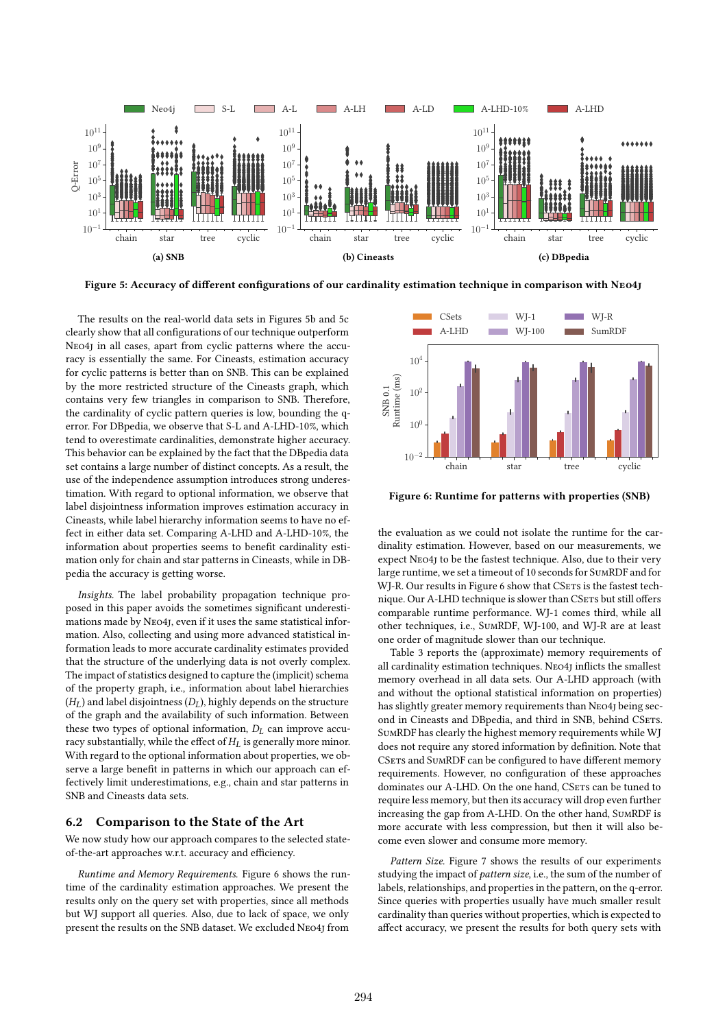**Figure 5: Accuracy of different configurations of our cardinality estimation technique in comparison with Neo4j**

The results on the real-world data sets in Figures 5b and 5c clearly show that all configurations of our technique outperform Neo4j in all cases, apart from cyclic patterns where the accuracy is essentially the same. For Cineasts, estimation accuracy for cyclic patterns is better than on SNB. This can be explained by the more restricted structure of the Cineasts graph, which contains very few triangles in comparison to SNB. Therefore, the cardinality of cyclic pattern queries is low, bounding the q-error. For DBpedia, we observe that S-L and A-LHD-10%, which tend to overestimate cardinalities, demonstrate higher accuracy. This behavior can be explained by the fact that the DBpedia data set contains a large number of distinct concepts. As a result, the use of the independence assumption introduces strong underestimation. With regard to optional information, we observe that label disjointness information improves estimation accuracy in Cineasts, while label hierarchy information seems to have no effect in either data set. Comparing A-LHD and A-LHD-10%, the information about properties seems to benefit cardinality estimation only for chain and star patterns in Cineasts, while in DBpedia the accuracy is getting worse.

*Insights.* The label probability propagation technique proposed in this paper avoids the sometimes significant underestimations made by Neo4j, even if it uses the same statistical information. Also, collecting and using more advanced statistical information leads to more accurate cardinality estimates provided that the structure of the underlying data is not overly complex. The impact of statistics designed to capture the (implicit) schema of the property graph, i.e., information about label hierarchies ($H_L$) and label disjointness ($D_L$), highly depends on the structure of the graph and the availability of such information. Between these two types of optional information, $D_L$ can improve accuracy substantially, while the effect of $H_L$ is generally more minor. With regard to the optional information about properties, we observe a large benefit in patterns in which our approach can effectively limit underestimations, e.g., chain and star patterns in SNB and Cineasts data sets.

## 6.2 Comparison to the State of the Art

We now study how our approach compares to the selected state-of-the-art approaches w.r.t. accuracy and efficiency.

*Runtime and Memory Requirements.* Figure 6 shows the runtime of the cardinality estimation approaches. We present the results only on the query set with properties, since all methods but WJ support all queries. Also, due to lack of space, we only present the results on the SNB dataset. We excluded Neo4j from the evaluation as we could not isolate the runtime for the cardinality estimation. However, based on our measurements, we expect Neo4j to be the fastest technique. Also, due to their very large runtime, we set a timeout of 10 seconds for SumRDF and for WJ-R. Our results in Figure 6 show that CSets is the fastest technique. Our A-LHD technique is slower than CSets but still offers comparable runtime performance. WJ-1 comes third, while all other techniques, i.e., SumRDF, WJ-100, and WJ-R are at least one order of magnitude slower than our technique.

**Figure 6: Runtime for patterns with properties (SNB)**

Table 3 reports the (approximate) memory requirements of all cardinality estimation techniques. Neo4j inflicts the smallest memory overhead in all data sets. Our A-LHD approach (with and without the optional statistical information on properties) has slightly greater memory requirements than Neo4j being second in Cineasts and DBpedia, and third in SNB, behind CSets. SumRDF has clearly the highest memory requirements while WJ does not require any stored information by definition. Note that CSets and SumRDF can be configured to have different memory requirements. However, no configuration of these approaches dominates our A-LHD. On the one hand, CSets can be tuned to require less memory, but then its accuracy will drop even further increasing the gap from A-LHD. On the other hand, SumRDF is more accurate with less compression, but then it will also become even slower and consume more memory.

*Pattern Size.* Figure 7 shows the results of our experiments studying the impact of *pattern size*, i.e., the sum of the number of labels, relationships, and properties in the pattern, on the q-error. Since queries with properties usually have much smaller result cardinality than queries without properties, which is expected to affect accuracy, we present the results for both query sets with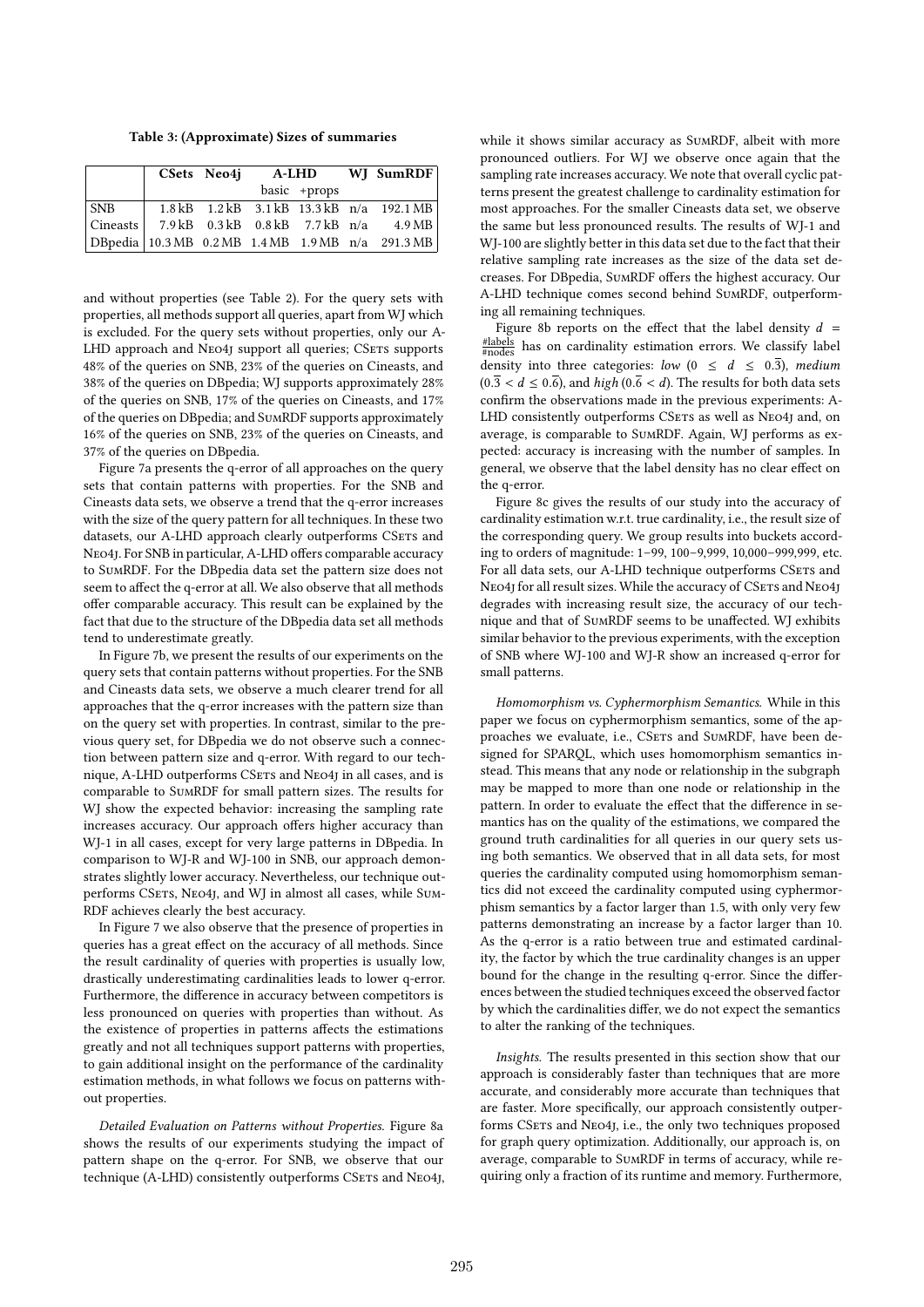**Table 3: (Approximate) Sizes of summaries**

| | CSets | Neo4j | A-LHD | | WJ | SumRDF |
|---|---|---|---|---|---|---|
| | | | basic | +props | | |
| SNB | 1.8 kB | 1.2 kB | 3.1 kB | 13.3 kB | n/a | 192.1 MB |
| Cineasts | 7.9 kB | 0.3 kB | 0.8 kB | 7.7 kB | n/a | 4.9 MB |
| DBpedia | 10.3 MB | 0.2 MB | 1.4 MB | 1.9 MB | n/a | 291.3 MB |

and without properties (see Table 2). For the query sets with properties, all methods support all queries, apart from WJ which is excluded. For the query sets without properties, only our A-LHD approach and Neo4j support all queries; CSets supports 48% of the queries on SNB, 23% of the queries on Cineasts, and 38% of the queries on DBpedia; WJ supports approximately 28% of the queries on SNB, 17% of the queries on Cineasts, and 17% of the queries on DBpedia; and SumRDF supports approximately 16% of the queries on SNB, 23% of the queries on Cineasts, and 37% of the queries on DBpedia.

Figure 7a presents the q-error of all approaches on the query sets that contain patterns with properties. For the SNB and Cineasts data sets, we observe a trend that the q-error increases with the size of the query pattern for all techniques. In these two datasets, our A-LHD approach clearly outperforms CSets and Neo4j. For SNB in particular, A-LHD offers comparable accuracy to SumRDF. For the DBpedia data set the pattern size does not seem to affect the q-error at all. We also observe that all methods offer comparable accuracy. This result can be explained by the fact that due to the structure of the DBpedia data set all methods tend to underestimate greatly.

In Figure 7b, we present the results of our experiments on the query sets that contain patterns without properties. For the SNB and Cineasts data sets, we observe a much clearer trend for all approaches that the q-error increases with the pattern size than on the query set with properties. In contrast, similar to the previous query set, for DBpedia we do not observe such a connection between pattern size and q-error. With regard to our technique, A-LHD outperforms CSets and Neo4j in all cases, and is comparable to SumRDF for small pattern sizes. The results for WJ show the expected behavior: increasing the sampling rate increases accuracy. Our approach offers higher accuracy than WJ-1 in all cases, except for very large patterns in DBpedia. In comparison to WJ-R and WJ-100 in SNB, our approach demonstrates slightly lower accuracy. Nevertheless, our technique outperforms CSets, Neo4j, and WJ in almost all cases, while SumRDF achieves clearly the best accuracy.

In Figure 7 we also observe that the presence of properties in queries has a great effect on the accuracy of all methods. Since the result cardinality of queries with properties is usually low, drastically underestimating cardinalities leads to lower q-error. Furthermore, the difference in accuracy between competitors is less pronounced on queries with properties than without. As the existence of properties in patterns affects the estimations greatly and not all techniques support patterns with properties, to gain additional insight on the performance of the cardinality estimation methods, in what follows we focus on patterns without properties.

*Detailed Evaluation on Patterns without Properties.* Figure 8a shows the results of our experiments studying the impact of pattern shape on the q-error. For SNB, we observe that our technique (A-LHD) consistently outperforms CSets and Neo4j, while it shows similar accuracy as SumRDF, albeit with more pronounced outliers. For WJ we observe once again that the sampling rate increases accuracy. We note that overall cyclic patterns present the greatest challenge to cardinality estimation for most approaches. For the smaller Cineasts data set, we observe the same but less pronounced results. The results of WJ-1 and WJ-100 are slightly better in this data set due to the fact that their relative sampling rate increases as the size of the data set decreases. For DBpedia, SumRDF offers the highest accuracy. Our A-LHD technique comes second behind SumRDF, outperforming all remaining techniques.

Figure 8b reports on the effect that the label density $d = \frac{\#\text{labels}}{\#\text{nodes}}$ has on cardinality estimation errors. We classify label density into three categories: *low* ($0 \leq d \leq 0.\overline{3}$), *medium* ($0.\overline{3} < d \leq 0.\overline{6}$), and *high* ($0.\overline{6} < d$). The results for both data sets confirm the observations made in the previous experiments: A-LHD consistently outperforms CSets as well as Neo4j and, on average, is comparable to SumRDF. Again, WJ performs as expected: accuracy is increasing with the number of samples. In general, we observe that the label density has no clear effect on the q-error.

Figure 8c gives the results of our study into the accuracy of cardinality estimation w.r.t. true cardinality, i.e., the result size of the corresponding query. We group results into buckets according to orders of magnitude: 1–99, 100–9,999, 10,000–999,999, etc. For all data sets, our A-LHD technique outperforms CSets and Neo4j for all result sizes. While the accuracy of CSets and Neo4j degrades with increasing result size, the accuracy of our technique and that of SumRDF seems to be unaffected. WJ exhibits similar behavior to the previous experiments, with the exception of SNB where WJ-100 and WJ-R show an increased q-error for small patterns.

*Homomorphism vs. Cyphermorphism Semantics.* While in this paper we focus on cyphermorphism semantics, some of the approaches we evaluate, i.e., CSets and SumRDF, have been designed for SPARQL, which uses homomorphism semantics instead. This means that any node or relationship in the subgraph may be mapped to more than one node or relationship in the pattern. In order to evaluate the effect that the difference in semantics has on the quality of the estimations, we compared the ground truth cardinalities for all queries in our query sets using both semantics. We observed that in all data sets, for most queries the cardinality computed using homomorphism semantics did not exceed the cardinality computed using cyphermorphism semantics by a factor larger than 1.5, with only very few patterns demonstrating an increase by a factor larger than 10. As the q-error is a ratio between true and estimated cardinality, the factor by which the true cardinality changes is an upper bound for the change in the resulting q-error. Since the differences between the studied techniques exceed the observed factor by which the cardinalities differ, we do not expect the semantics to alter the ranking of the techniques.

*Insights.* The results presented in this section show that our approach is considerably faster than techniques that are more accurate, and considerably more accurate than techniques that are faster. More specifically, our approach consistently outperforms CSets and Neo4j, i.e., the only two techniques proposed for graph query optimization. Additionally, our approach is, on average, comparable to SumRDF in terms of accuracy, while requiring only a fraction of its runtime and memory. Furthermore,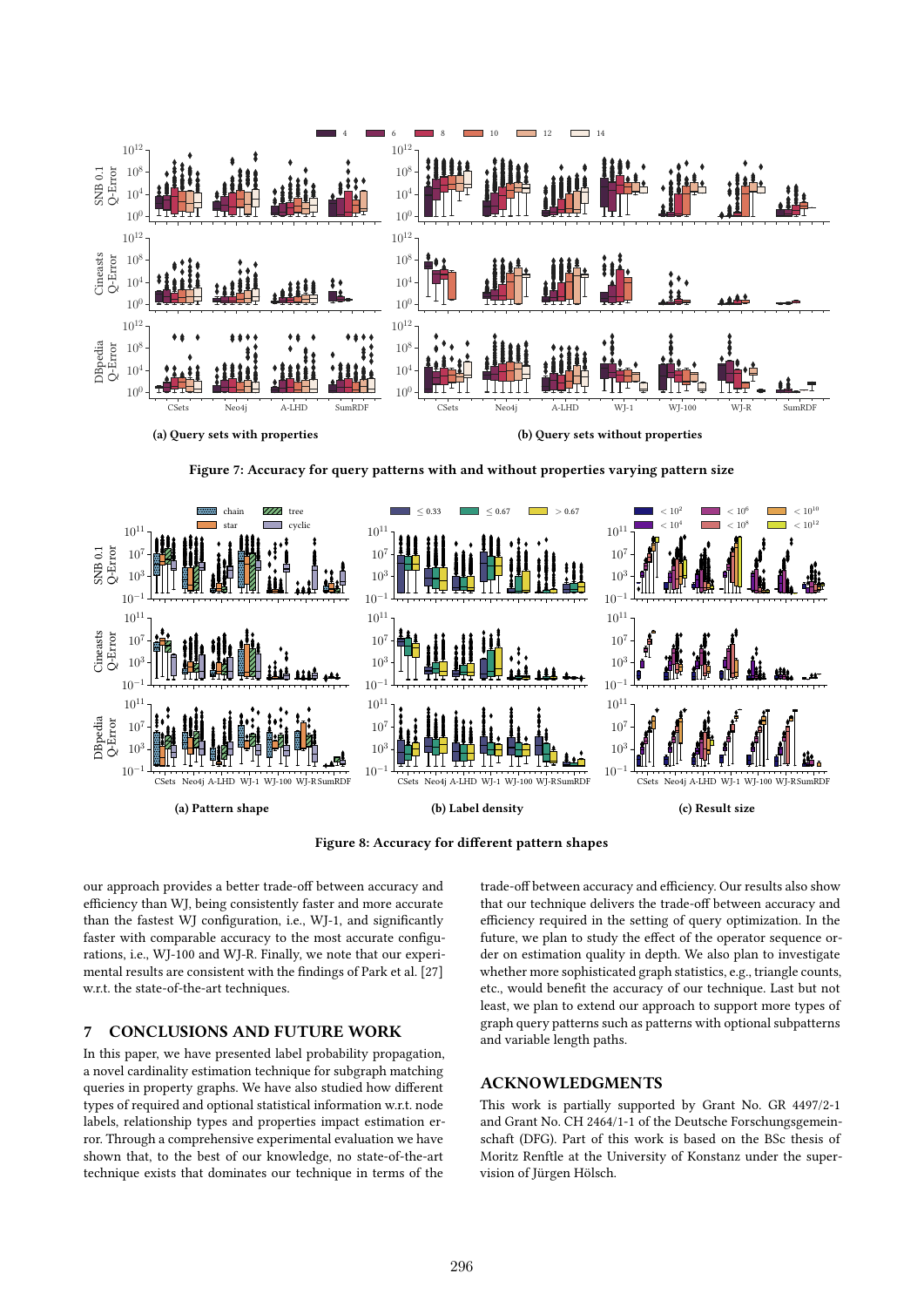(a) Query sets with properties

(b) Query sets without properties

**Figure 7: Accuracy for query patterns with and without properties varying pattern size**

(a) Pattern shape

(b) Label density

(c) Result size

**Figure 8: Accuracy for different pattern shapes**

our approach provides a better trade-off between accuracy and efficiency than WJ, being consistently faster and more accurate than the fastest WJ configuration, i.e., WJ-1, and significantly faster with comparable accuracy to the most accurate configurations, i.e., WJ-100 and WJ-R. Finally, we note that our experimental results are consistent with the findings of Park et al. [27] w.r.t. the state-of-the-art techniques.

## 7 CONCLUSIONS AND FUTURE WORK

In this paper, we have presented label probability propagation, a novel cardinality estimation technique for subgraph matching queries in property graphs. We have also studied how different types of required and optional statistical information w.r.t. node labels, relationship types and properties impact estimation error. Through a comprehensive experimental evaluation we have shown that, to the best of our knowledge, no state-of-the-art technique exists that dominates our technique in terms of the trade-off between accuracy and efficiency. Our results also show that our technique delivers the trade-off between accuracy and efficiency required in the setting of query optimization. In the future, we plan to study the effect of the operator sequence order on estimation quality in depth. We also plan to investigate whether more sophisticated graph statistics, e.g., triangle counts, etc., would benefit the accuracy of our technique. Last but not least, we plan to extend our approach to support more types of graph query patterns such as patterns with optional subpatterns and variable length paths.

## ACKNOWLEDGMENTS

This work is partially supported by Grant No. GR 4497/2-1 and Grant No. CH 2464/1-1 of the Deutsche Forschungsgemeinschaft (DFG). Part of this work is based on the BSc thesis of Moritz Renftle at the University of Konstanz under the supervision of Jürgen Hölsch.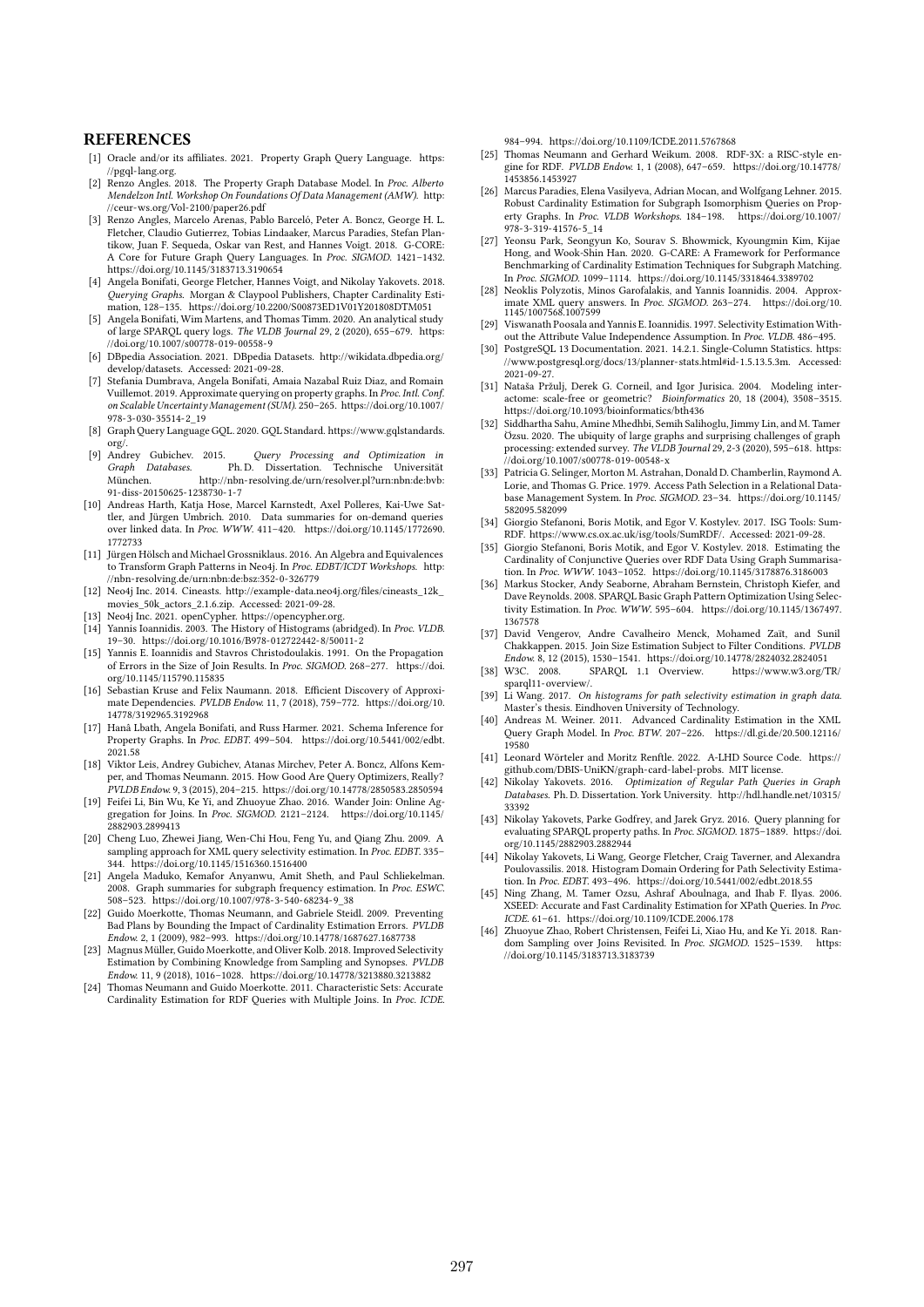## REFERENCES

- [1] Oracle and/or its affiliates. 2021. Property Graph Query Language. https://pgql-lang.org.
- [2] Renzo Angles. 2018. The Property Graph Database Model. In *Proc. Alberto Mendelzon Intl. Workshop On Foundations Of Data Management (AMW)*. http://ceur-ws.org/Vol-2100/paper26.pdf
- [3] Renzo Angles, Marcelo Arenas, Pablo Barceló, Peter A. Boncz, George H. L. Fletcher, Claudio Gutierrez, Tobias Lindaaker, Marcus Paradies, Stefan Plantikow, Juan F. Sequeda, Oskar van Rest, and Hannes Voigt. 2018. G-CORE: A Core for Future Graph Query Languages. In *Proc. SIGMOD*. 1421–1432. https://doi.org/10.1145/3183713.3190654
- [4] Angela Bonifati, George Fletcher, Hannes Voigt, and Nikolay Yakovets. 2018. *Querying Graphs*. Morgan & Claypool Publishers, Chapter Cardinality Estimation, 128–135. https://doi.org/10.2200/S00873ED1V01Y201808DTM051
- [5] Angela Bonifati, Wim Martens, and Thomas Timm. 2020. An analytical study of large SPARQL query logs. *The VLDB Journal* 29, 2 (2020), 655–679. https://doi.org/10.1007/s00778-019-00558-9
- [6] DBpedia Association. 2021. DBpedia Datasets. http://wikidata.dbpedia.org/develop/datasets. Accessed: 2021-09-28.
- [7] Stefania Dumbrava, Angela Bonifati, Amaia Nazabal Ruiz Diaz, and Romain Vuillemot. 2019. Approximate querying on property graphs. In *Proc. Intl. Conf. on Scalable Uncertainty Management (SUM)*. 250–265. https://doi.org/10.1007/978-3-030-35514-2_19
- [8] Graph Query Language GQL. 2020. GQL Standard. https://www.gqlstandards.org/.
- [9] Andrey Gubichev. 2015. *Query Processing and Optimization in Graph Databases*. Ph.D. Dissertation. Technische Universität München. http://nbn-resolving.de/urn/resolver.pl?urn:nbn:de:bvb:91-diss-20150625-1238730-1-7
- [10] Andreas Harth, Katja Hose, Marcel Karnstedt, Axel Polleres, Kai-Uwe Sattler, and Jürgen Umbrich. 2010. Data summaries for on-demand queries over linked data. In *Proc. WWW*. 411–420. https://doi.org/10.1145/1772690.1772733
- [11] Jürgen Hölsch and Michael Grossniklaus. 2016. An Algebra and Equivalences to Transform Graph Patterns in Neo4j. In *Proc. EDBT/ICDT Workshops*. http://nbn-resolving.de/urn:nbn:de:bsz:352-0-326779
- [12] Neo4j Inc. 2014. Cineasts. http://example-data.neo4j.org/files/cineasts_12k_movies_50k_actors_2.1.6.zip. Accessed: 2021-09-28.
- [13] Neo4j Inc. 2021. openCypher. https://opencypher.org.
- [14] Yannis Ioannidis. 2003. The History of Histograms (abridged). In *Proc. VLDB*. 19–30. https://doi.org/10.1016/B978-012722442-8/50011-2
- [15] Yannis E. Ioannidis and Stavros Christodoulakis. 1991. On the Propagation of Errors in the Size of Join Results. In *Proc. SIGMOD*. 268–277. https://doi.org/10.1145/115790.115835
- [16] Sebastian Kruse and Felix Naumann. 2018. Efficient Discovery of Approximate Dependencies. *PVLDB Endow.* 11, 7 (2018), 759–772. https://doi.org/10.14778/3192965.3192968
- [17] Hanâ Lbath, Angela Bonifati, and Russ Harmer. 2021. Schema Inference for Property Graphs. In *Proc. EDBT*. 499–504. https://doi.org/10.5441/002/edbt.2021.58
- [18] Viktor Leis, Andrey Gubichev, Atanas Mirchev, Peter A. Boncz, Alfons Kemper, and Thomas Neumann. 2015. How Good Are Query Optimizers, Really? *PVLDB Endow.* 9, 3 (2015), 204–215. https://doi.org/10.14778/2850583.2850594
- [19] Feifei Li, Bin Wu, Ke Yi, and Zhuoyue Zhao. 2016. Wander Join: Online Aggregation for Joins. In *Proc. SIGMOD*. 2121–2124. https://doi.org/10.1145/2882903.2899413
- [20] Cheng Luo, Zhewei Jiang, Wen-Chi Hou, Feng Yu, and Qiang Zhu. 2009. A sampling approach for XML query selectivity estimation. In *Proc. EDBT*. 335–344. https://doi.org/10.1145/1516360.1516400
- [21] Angela Maduko, Kemafor Anyanwu, Amit Sheth, and Paul Schliekelman. 2008. Graph summaries for subgraph frequency estimation. In *Proc. ESWC*. 508–523. https://doi.org/10.1007/978-3-540-68234-9_38
- [22] Guido Moerkotte, Thomas Neumann, and Gabriele Steidl. 2009. Preventing Bad Plans by Bounding the Impact of Cardinality Estimation Errors. *PVLDB Endow.* 2, 1 (2009), 982–993. https://doi.org/10.14778/1687627.1687738
- [23] Magnus Müller, Guido Moerkotte, and Oliver Kolb. 2018. Improved Selectivity Estimation by Combining Knowledge from Sampling and Synopses. *PVLDB Endow.* 11, 9 (2018), 1016–1028. https://doi.org/10.14778/3213880.3213882
- [24] Thomas Neumann and Guido Moerkotte. 2011. Characteristic Sets: Accurate Cardinality Estimation for RDF Queries with Multiple Joins. In *Proc. ICDE*. 984–994. https://doi.org/10.1109/ICDE.2011.5767868
- [25] Thomas Neumann and Gerhard Weikum. 2008. RDF-3X: a RISC-style engine for RDF. *PVLDB Endow.* 1, 1 (2008), 647–659. https://doi.org/10.14778/1453856.1453927
- [26] Marcus Paradies, Elena Vasilyeva, Adrian Mocan, and Wolfgang Lehner. 2015. Robust Cardinality Estimation for Subgraph Isomorphism Queries on Property Graphs. In *Proc. VLDB Workshops*. 184–198. https://doi.org/10.1007/978-3-319-41576-5_14
- [27] Yeonsu Park, Seongyun Ko, Sourav S. Bhowmick, Kyoungmin Kim, Kijae Hong, and Wook-Shin Han. 2020. G-CARE: A Framework for Performance Benchmarking of Cardinality Estimation Techniques for Subgraph Matching. In *Proc. SIGMOD*. 1099–1114. https://doi.org/10.1145/3318464.3389702
- [28] Neoklis Polyzotis, Minos Garofalakis, and Yannis Ioannidis. 2004. Approximate XML query answers. In *Proc. SIGMOD*. 263–274. https://doi.org/10.1145/1007568.1007599
- [29] Viswanath Poosala and Yannis E. Ioannidis. 1997. Selectivity Estimation Without the Attribute Value Independence Assumption. In *Proc. VLDB*. 486–495.
- [30] PostgreSQL 13 Documentation. 2021. 14.2.1. Single-Column Statistics. https://www.postgresql.org/docs/13/planner-stats.html#id-1.5.13.5.3m. Accessed: 2021-09-27.
- [31] Nataša Pržulj, Derek G. Corneil, and Igor Jurisica. 2004. Modeling interactome: scale-free or geometric? *Bioinformatics* 20, 18 (2004), 3508–3515. https://doi.org/10.1093/bioinformatics/bth436
- [32] Siddhartha Sahu, Amine Mhedhbi, Semih Salihoglu, Jimmy Lin, and M. Tamer Özsu. 2020. The ubiquity of large graphs and surprising challenges of graph processing: extended survey. *The VLDB Journal* 29, 2-3 (2020), 595–618. https://doi.org/10.1007/s00778-019-00548-x
- [33] Patricia G. Selinger, Morton M. Astrahan, Donald D. Chamberlin, Raymond A. Lorie, and Thomas G. Price. 1979. Access Path Selection in a Relational Database Management System. In *Proc. SIGMOD*. 23–34. https://doi.org/10.1145/582095.582099
- [34] Giorgio Stefanoni, Boris Motik, and Egor V. Kostylev. 2017. ISG Tools: SumRDF. https://www.cs.ox.ac.uk/isg/tools/SumRDF/. Accessed: 2021-09-28.
- [35] Giorgio Stefanoni, Boris Motik, and Egor V. Kostylev. 2018. Estimating the Cardinality of Conjunctive Queries over RDF Data Using Graph Summarisation. In *Proc. WWW*. 1043–1052. https://doi.org/10.1145/3178876.3186003
- [36] Markus Stocker, Andy Seaborne, Abraham Bernstein, Christoph Kiefer, and Dave Reynolds. 2008. SPARQL Basic Graph Pattern Optimization Using Selectivity Estimation. In *Proc. WWW*. 595–604. https://doi.org/10.1145/1367497.1367578
- [37] David Vengerov, Andre Cavalheiro Menck, Mohamed Zaït, and Sunil Chakkappen. 2015. Join Size Estimation Subject to Filter Conditions. *PVLDB Endow.* 8, 12 (2015), 1530–1541. https://doi.org/10.14778/2824032.2824051
- [38] W3C. 2008. SPARQL 1.1 Overview. https://www.w3.org/TR/sparql11-overview/.
- [39] Li Wang. 2017. *On histograms for path selectivity estimation in graph data*. Master's thesis. Eindhoven University of Technology.
- [40] Andreas M. Weiner. 2011. Advanced Cardinality Estimation in the XML Query Graph Model. In *Proc. BTW*. 207–226. https://dl.gi.de/20.500.12116/19580
- [41] Leonard Wörteler and Moritz Renftle. 2022. A-LHD Source Code. https://github.com/DBIS-UniKN/graph-card-label-probs. MIT license.
- [42] Nikolay Yakovets. 2016. *Optimization of Regular Path Queries in Graph Databases*. Ph.D. Dissertation. York University. http://hdl.handle.net/10315/33392
- [43] Nikolay Yakovets, Parke Godfrey, and Jarek Gryz. 2016. Query planning for evaluating SPARQL property paths. In *Proc. SIGMOD*. 1875–1889. https://doi.org/10.1145/2882903.2882944
- [44] Nikolay Yakovets, Li Wang, George Fletcher, Craig Taverner, and Alexandra Poulovassilis. 2018. Histogram Domain Ordering for Path Selectivity Estimation. In *Proc. EDBT*. 493–496. https://doi.org/10.5441/002/edbt.2018.55
- [45] Ning Zhang, M. Tamer Ozsu, Ashraf Aboulnaga, and Ihab F. Ilyas. 2006. XSEED: Accurate and Fast Cardinality Estimation for XPath Queries. In *Proc. ICDE*. 61–61. https://doi.org/10.1109/ICDE.2006.178
- [46] Zhuoyue Zhao, Robert Christensen, Feifei Li, Xiao Hu, and Ke Yi. 2018. Random Sampling over Joins Revisited. In *Proc. SIGMOD*. 1525–1539. https://doi.org/10.1145/3183713.3183739